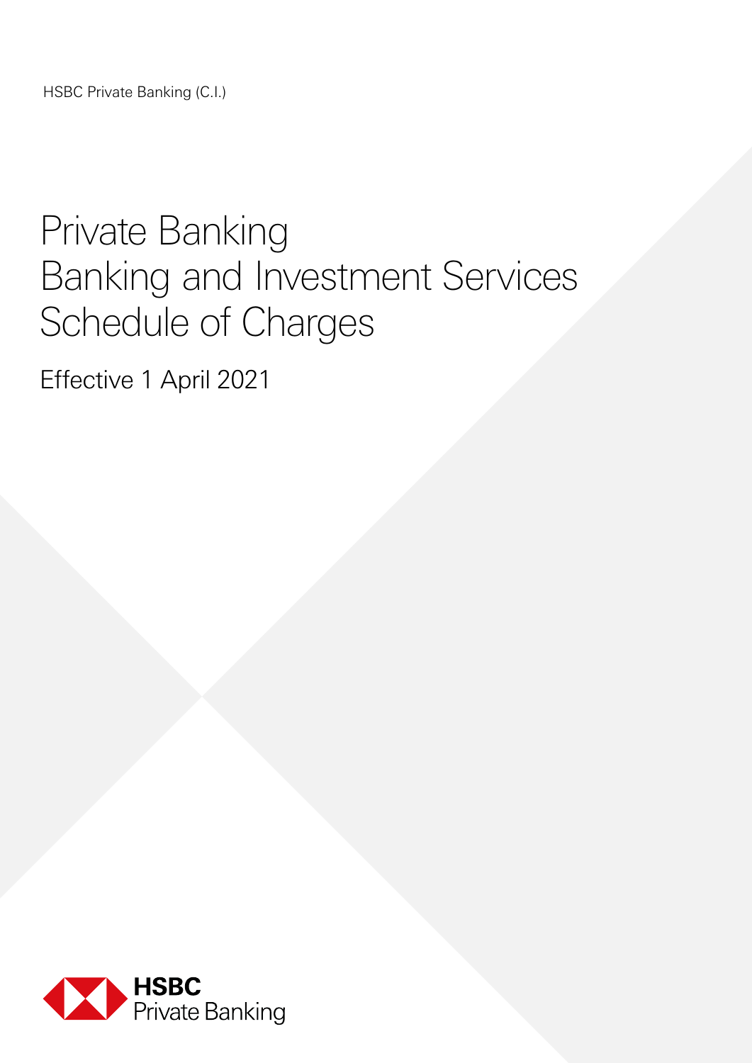HSBC Private Banking (C.I.)

# Private Banking Banking and Investment Services Schedule of Charges

Effective 1 April 2021

HSBC Private Banking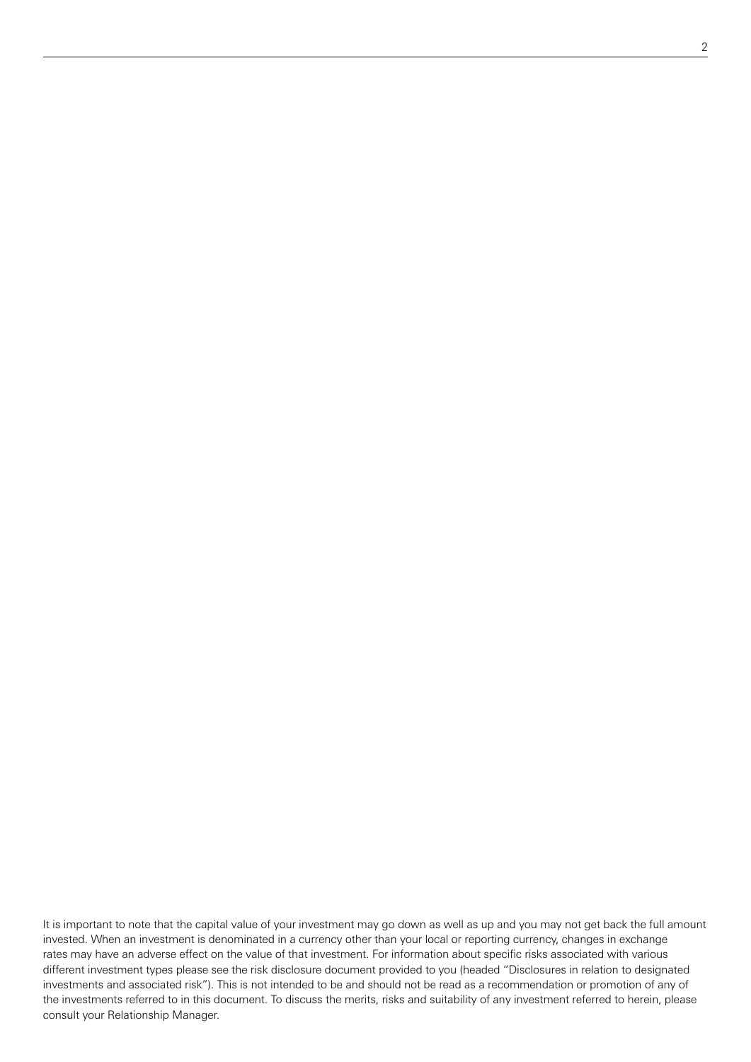It is important to note that the capital value of your investment may go down as well as up and you may not get back the full amount invested. When an investment is denominated in a currency other than your local or reporting currency, changes in exchange rates may have an adverse effect on the value of that investment. For information about specific risks associated with various different investment types please see the risk disclosure document provided to you (headed "Disclosures in relation to designated investments and associated risk"). This is not intended to be and should not be read as a recommendation or promotion of any of the investments referred to in this document. To discuss the merits, risks and suitability of any investment referred to herein, please consult your Relationship Manager.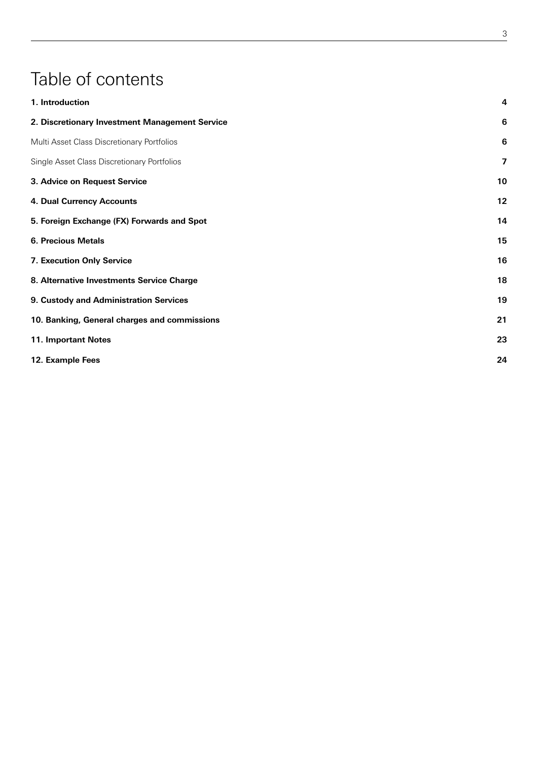# Table of contents

| | |
|---|---|
| **1. Introduction** | **4** |
| **2. Discretionary Investment Management Service** | **6** |
| Multi Asset Class Discretionary Portfolios | **6** |
| Single Asset Class Discretionary Portfolios | **7** |
| **3. Advice on Request Service** | **10** |
| **4. Dual Currency Accounts** | **12** |
| **5. Foreign Exchange (FX) Forwards and Spot** | **14** |
| **6. Precious Metals** | **15** |
| **7. Execution Only Service** | **16** |
| **8. Alternative Investments Service Charge** | **18** |
| **9. Custody and Administration Services** | **19** |
| **10. Banking, General charges and commissions** | **21** |
| **11. Important Notes** | **23** |
| **12. Example Fees** | **24** |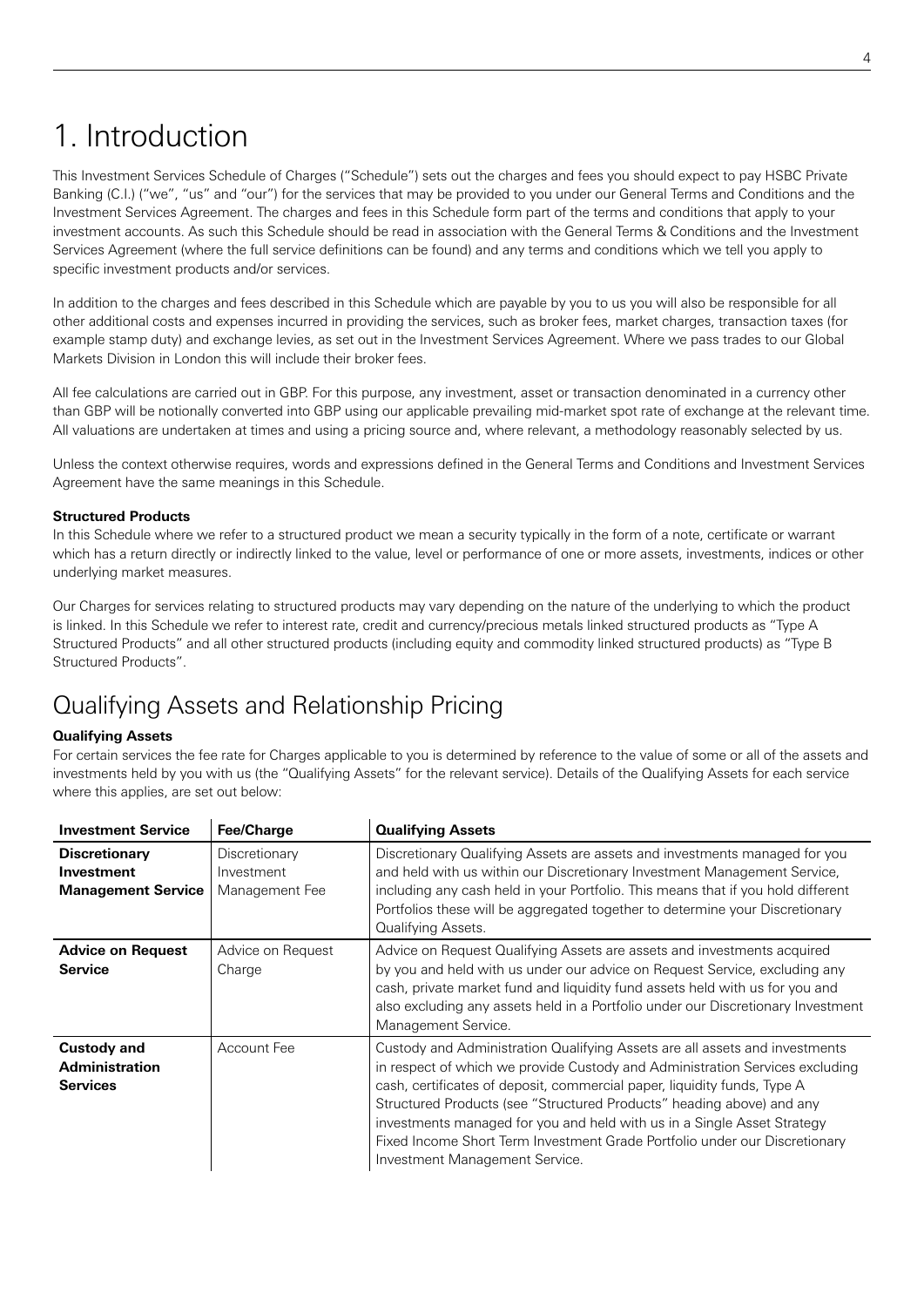# 1. Introduction

This Investment Services Schedule of Charges ("Schedule") sets out the charges and fees you should expect to pay HSBC Private Banking (C.I.) ("we", "us" and "our") for the services that may be provided to you under our General Terms and Conditions and the Investment Services Agreement. The charges and fees in this Schedule form part of the terms and conditions that apply to your investment accounts. As such this Schedule should be read in association with the General Terms & Conditions and the Investment Services Agreement (where the full service definitions can be found) and any terms and conditions which we tell you apply to specific investment products and/or services.

In addition to the charges and fees described in this Schedule which are payable by you to us you will also be responsible for all other additional costs and expenses incurred in providing the services, such as broker fees, market charges, transaction taxes (for example stamp duty) and exchange levies, as set out in the Investment Services Agreement. Where we pass trades to our Global Markets Division in London this will include their broker fees.

All fee calculations are carried out in GBP. For this purpose, any investment, asset or transaction denominated in a currency other than GBP will be notionally converted into GBP using our applicable prevailing mid-market spot rate of exchange at the relevant time. All valuations are undertaken at times and using a pricing source and, where relevant, a methodology reasonably selected by us.

Unless the context otherwise requires, words and expressions defined in the General Terms and Conditions and Investment Services Agreement have the same meanings in this Schedule.

**Structured Products**

In this Schedule where we refer to a structured product we mean a security typically in the form of a note, certificate or warrant which has a return directly or indirectly linked to the value, level or performance of one or more assets, investments, indices or other underlying market measures.

Our Charges for services relating to structured products may vary depending on the nature of the underlying to which the product is linked. In this Schedule we refer to interest rate, credit and currency/precious metals linked structured products as "Type A Structured Products" and all other structured products (including equity and commodity linked structured products) as "Type B Structured Products".

## Qualifying Assets and Relationship Pricing

**Qualifying Assets**

For certain services the fee rate for Charges applicable to you is determined by reference to the value of some or all of the assets and investments held by you with us (the "Qualifying Assets" for the relevant service). Details of the Qualifying Assets for each service where this applies, are set out below:

| Investment Service | Fee/Charge | Qualifying Assets |
|---|---|---|
| **Discretionary Investment Management Service** | Discretionary Investment Management Fee | Discretionary Qualifying Assets are assets and investments managed for you and held with us within our Discretionary Investment Management Service, including any cash held in your Portfolio. This means that if you hold different Portfolios these will be aggregated together to determine your Discretionary Qualifying Assets. |
| **Advice on Request Service** | Advice on Request Charge | Advice on Request Qualifying Assets are assets and investments acquired by you and held with us under our advice on Request Service, excluding any cash, private market fund and liquidity fund assets held with us for you and also excluding any assets held in a Portfolio under our Discretionary Investment Management Service. |
| **Custody and Administration Services** | Account Fee | Custody and Administration Qualifying Assets are all assets and investments in respect of which we provide Custody and Administration Services excluding cash, certificates of deposit, commercial paper, liquidity funds, Type A Structured Products (see "Structured Products" heading above) and any investments managed for you and held with us in a Single Asset Strategy Fixed Income Short Term Investment Grade Portfolio under our Discretionary Investment Management Service. |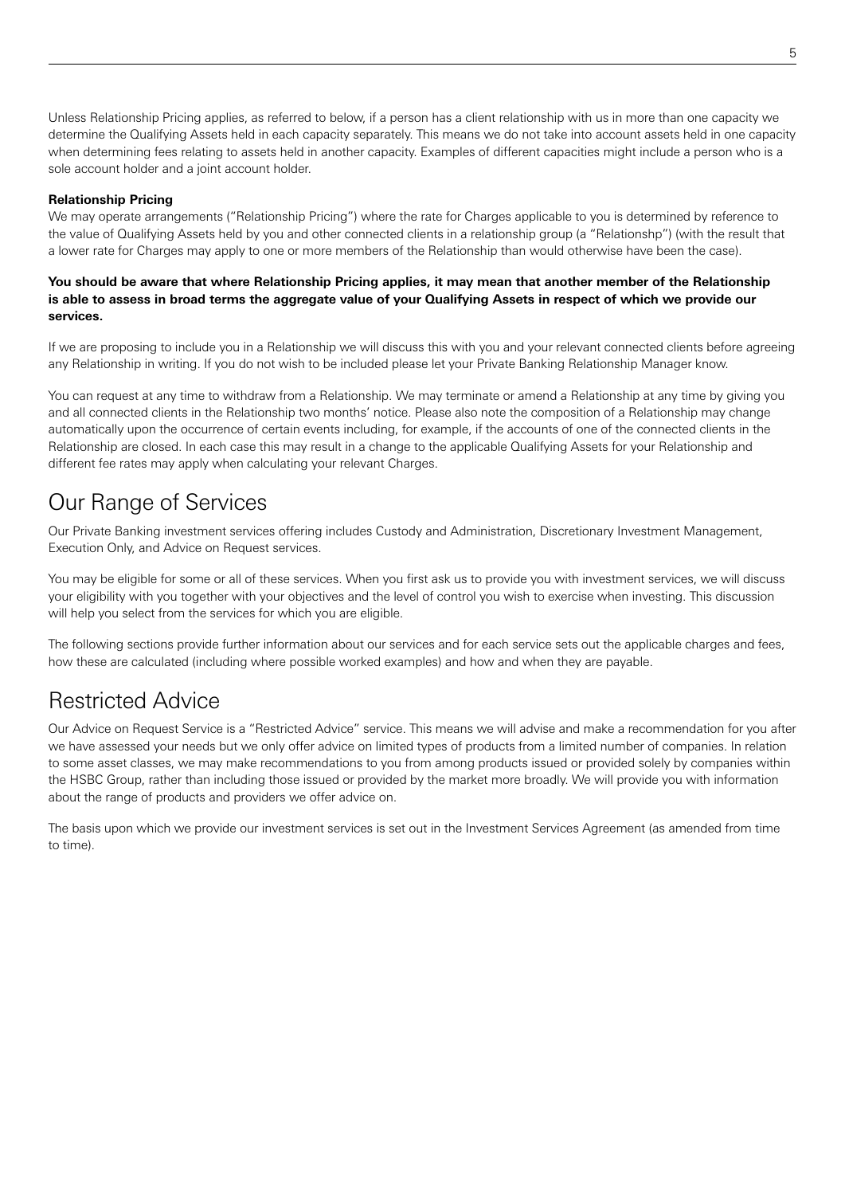Unless Relationship Pricing applies, as referred to below, if a person has a client relationship with us in more than one capacity we determine the Qualifying Assets held in each capacity separately. This means we do not take into account assets held in one capacity when determining fees relating to assets held in another capacity. Examples of different capacities might include a person who is a sole account holder and a joint account holder.

**Relationship Pricing**

We may operate arrangements ("Relationship Pricing") where the rate for Charges applicable to you is determined by reference to the value of Qualifying Assets held by you and other connected clients in a relationship group (a "Relationshp") (with the result that a lower rate for Charges may apply to one or more members of the Relationship than would otherwise have been the case).

**You should be aware that where Relationship Pricing applies, it may mean that another member of the Relationship is able to assess in broad terms the aggregate value of your Qualifying Assets in respect of which we provide our services.**

If we are proposing to include you in a Relationship we will discuss this with you and your relevant connected clients before agreeing any Relationship in writing. If you do not wish to be included please let your Private Banking Relationship Manager know.

You can request at any time to withdraw from a Relationship. We may terminate or amend a Relationship at any time by giving you and all connected clients in the Relationship two months' notice. Please also note the composition of a Relationship may change automatically upon the occurrence of certain events including, for example, if the accounts of one of the connected clients in the Relationship are closed. In each case this may result in a change to the applicable Qualifying Assets for your Relationship and different fee rates may apply when calculating your relevant Charges.

# Our Range of Services

Our Private Banking investment services offering includes Custody and Administration, Discretionary Investment Management, Execution Only, and Advice on Request services.

You may be eligible for some or all of these services. When you first ask us to provide you with investment services, we will discuss your eligibility with you together with your objectives and the level of control you wish to exercise when investing. This discussion will help you select from the services for which you are eligible.

The following sections provide further information about our services and for each service sets out the applicable charges and fees, how these are calculated (including where possible worked examples) and how and when they are payable.

# Restricted Advice

Our Advice on Request Service is a "Restricted Advice" service. This means we will advise and make a recommendation for you after we have assessed your needs but we only offer advice on limited types of products from a limited number of companies. In relation to some asset classes, we may make recommendations to you from among products issued or provided solely by companies within the HSBC Group, rather than including those issued or provided by the market more broadly. We will provide you with information about the range of products and providers we offer advice on.

The basis upon which we provide our investment services is set out in the Investment Services Agreement (as amended from time to time).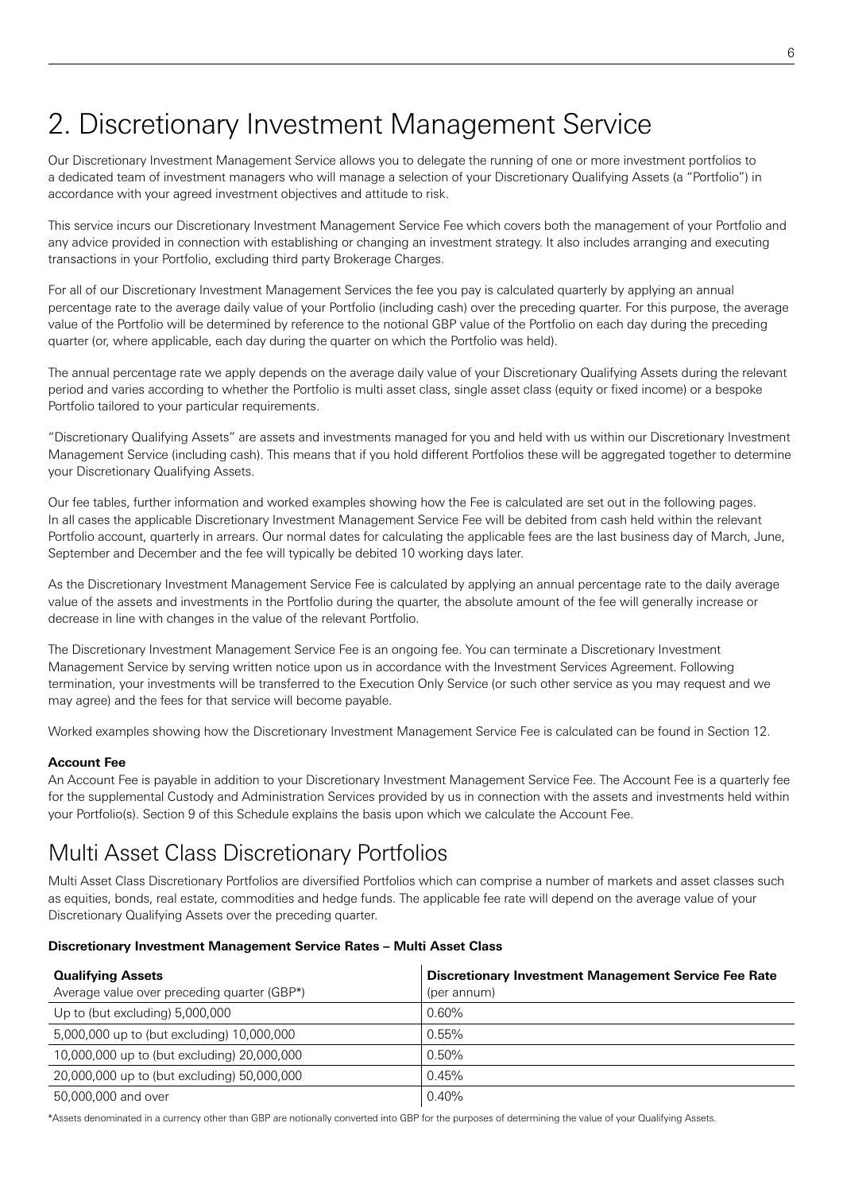# 2. Discretionary Investment Management Service

Our Discretionary Investment Management Service allows you to delegate the running of one or more investment portfolios to a dedicated team of investment managers who will manage a selection of your Discretionary Qualifying Assets (a "Portfolio") in accordance with your agreed investment objectives and attitude to risk.

This service incurs our Discretionary Investment Management Service Fee which covers both the management of your Portfolio and any advice provided in connection with establishing or changing an investment strategy. It also includes arranging and executing transactions in your Portfolio, excluding third party Brokerage Charges.

For all of our Discretionary Investment Management Services the fee you pay is calculated quarterly by applying an annual percentage rate to the average daily value of your Portfolio (including cash) over the preceding quarter. For this purpose, the average value of the Portfolio will be determined by reference to the notional GBP value of the Portfolio on each day during the preceding quarter (or, where applicable, each day during the quarter on which the Portfolio was held).

The annual percentage rate we apply depends on the average daily value of your Discretionary Qualifying Assets during the relevant period and varies according to whether the Portfolio is multi asset class, single asset class (equity or fixed income) or a bespoke Portfolio tailored to your particular requirements.

"Discretionary Qualifying Assets" are assets and investments managed for you and held with us within our Discretionary Investment Management Service (including cash). This means that if you hold different Portfolios these will be aggregated together to determine your Discretionary Qualifying Assets.

Our fee tables, further information and worked examples showing how the Fee is calculated are set out in the following pages. In all cases the applicable Discretionary Investment Management Service Fee will be debited from cash held within the relevant Portfolio account, quarterly in arrears. Our normal dates for calculating the applicable fees are the last business day of March, June, September and December and the fee will typically be debited 10 working days later.

As the Discretionary Investment Management Service Fee is calculated by applying an annual percentage rate to the daily average value of the assets and investments in the Portfolio during the quarter, the absolute amount of the fee will generally increase or decrease in line with changes in the value of the relevant Portfolio.

The Discretionary Investment Management Service Fee is an ongoing fee. You can terminate a Discretionary Investment Management Service by serving written notice upon us in accordance with the Investment Services Agreement. Following termination, your investments will be transferred to the Execution Only Service (or such other service as you may request and we may agree) and the fees for that service will become payable.

Worked examples showing how the Discretionary Investment Management Service Fee is calculated can be found in Section 12.

**Account Fee**

An Account Fee is payable in addition to your Discretionary Investment Management Service Fee. The Account Fee is a quarterly fee for the supplemental Custody and Administration Services provided by us in connection with the assets and investments held within your Portfolio(s). Section 9 of this Schedule explains the basis upon which we calculate the Account Fee.

## Multi Asset Class Discretionary Portfolios

Multi Asset Class Discretionary Portfolios are diversified Portfolios which can comprise a number of markets and asset classes such as equities, bonds, real estate, commodities and hedge funds. The applicable fee rate will depend on the average value of your Discretionary Qualifying Assets over the preceding quarter.

**Discretionary Investment Management Service Rates – Multi Asset Class**

| **Qualifying Assets** Average value over preceding quarter (GBP*) | **Discretionary Investment Management Service Fee Rate** (per annum) |
|---|---|
| Up to (but excluding) 5,000,000 | 0.60% |
| 5,000,000 up to (but excluding) 10,000,000 | 0.55% |
| 10,000,000 up to (but excluding) 20,000,000 | 0.50% |
| 20,000,000 up to (but excluding) 50,000,000 | 0.45% |
| 50,000,000 and over | 0.40% |

*Assets denominated in a currency other than GBP are notionally converted into GBP for the purposes of determining the value of your Qualifying Assets.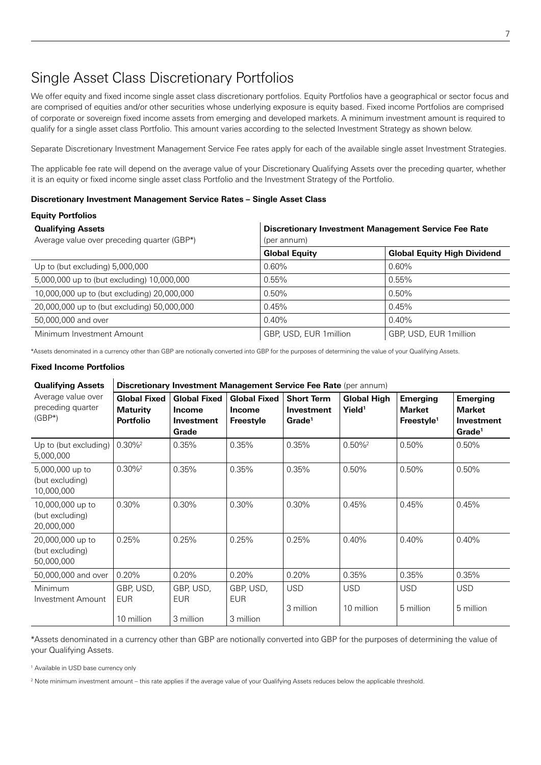# Single Asset Class Discretionary Portfolios

We offer equity and fixed income single asset class discretionary portfolios. Equity Portfolios have a geographical or sector focus and are comprised of equities and/or other securities whose underlying exposure is equity based. Fixed income Portfolios are comprised of corporate or sovereign fixed income assets from emerging and developed markets. A minimum investment amount is required to qualify for a single asset class Portfolio. This amount varies according to the selected Investment Strategy as shown below.

Separate Discretionary Investment Management Service Fee rates apply for each of the available single asset Investment Strategies.

The applicable fee rate will depend on the average value of your Discretionary Qualifying Assets over the preceding quarter, whether it is an equity or fixed income single asset class Portfolio and the Investment Strategy of the Portfolio.

**Discretionary Investment Management Service Rates – Single Asset Class**

**Equity Portfolios**

| **Qualifying Assets** Average value over preceding quarter (GBP*) | **Discretionary Investment Management Service Fee Rate** (per annum) | |
|---|---|---|
| | **Global Equity** | **Global Equity High Dividend** |
| Up to (but excluding) 5,000,000 | 0.60% | 0.60% |
| 5,000,000 up to (but excluding) 10,000,000 | 0.55% | 0.55% |
| 10,000,000 up to (but excluding) 20,000,000 | 0.50% | 0.50% |
| 20,000,000 up to (but excluding) 50,000,000 | 0.45% | 0.45% |
| 50,000,000 and over | 0.40% | 0.40% |
| Minimum Investment Amount | GBP, USD, EUR 1million | GBP, USD, EUR 1million |

*Assets denominated in a currency other than GBP are notionally converted into GBP for the purposes of determining the value of your Qualifying Assets.

**Fixed Income Portfolios**

| **Qualifying Assets** Average value over preceding quarter (GBP*) | **Discretionary Investment Management Service Fee Rate** (per annum) | | | | | | |
|---|---|---|---|---|---|---|---|
| | **Global Fixed Maturity Portfolio** | **Global Fixed Income Investment Grade** | **Global Fixed Income Freestyle** | **Short Term Investment Grade**[1] | **Global High Yield**[1] | **Emerging Market Freestyle**[1] | **Emerging Market Investment Grade**[1] |
| Up to (but excluding) 5,000,000 | 0.30%[2] | 0.35% | 0.35% | 0.35% | 0.50%[2] | 0.50% | 0.50% |
| 5,000,000 up to (but excluding) 10,000,000 | 0.30%[2] | 0.35% | 0.35% | 0.35% | 0.50% | 0.50% | 0.50% |
| 10,000,000 up to (but excluding) 20,000,000 | 0.30% | 0.30% | 0.30% | 0.30% | 0.45% | 0.45% | 0.45% |
| 20,000,000 up to (but excluding) 50,000,000 | 0.25% | 0.25% | 0.25% | 0.25% | 0.40% | 0.40% | 0.40% |
| 50,000,000 and over | 0.20% | 0.20% | 0.20% | 0.20% | 0.35% | 0.35% | 0.35% |
| Minimum Investment Amount | GBP, USD, EUR 10 million | GBP, USD, EUR 3 million | GBP, USD, EUR 3 million | USD 3 million | USD 10 million | USD 5 million | USD 5 million |

*Assets denominated in a currency other than GBP are notionally converted into GBP for the purposes of determining the value of your Qualifying Assets.

[1] Available in USD base currency only

[2] Note minimum investment amount – this rate applies if the average value of your Qualifying Assets reduces below the applicable threshold.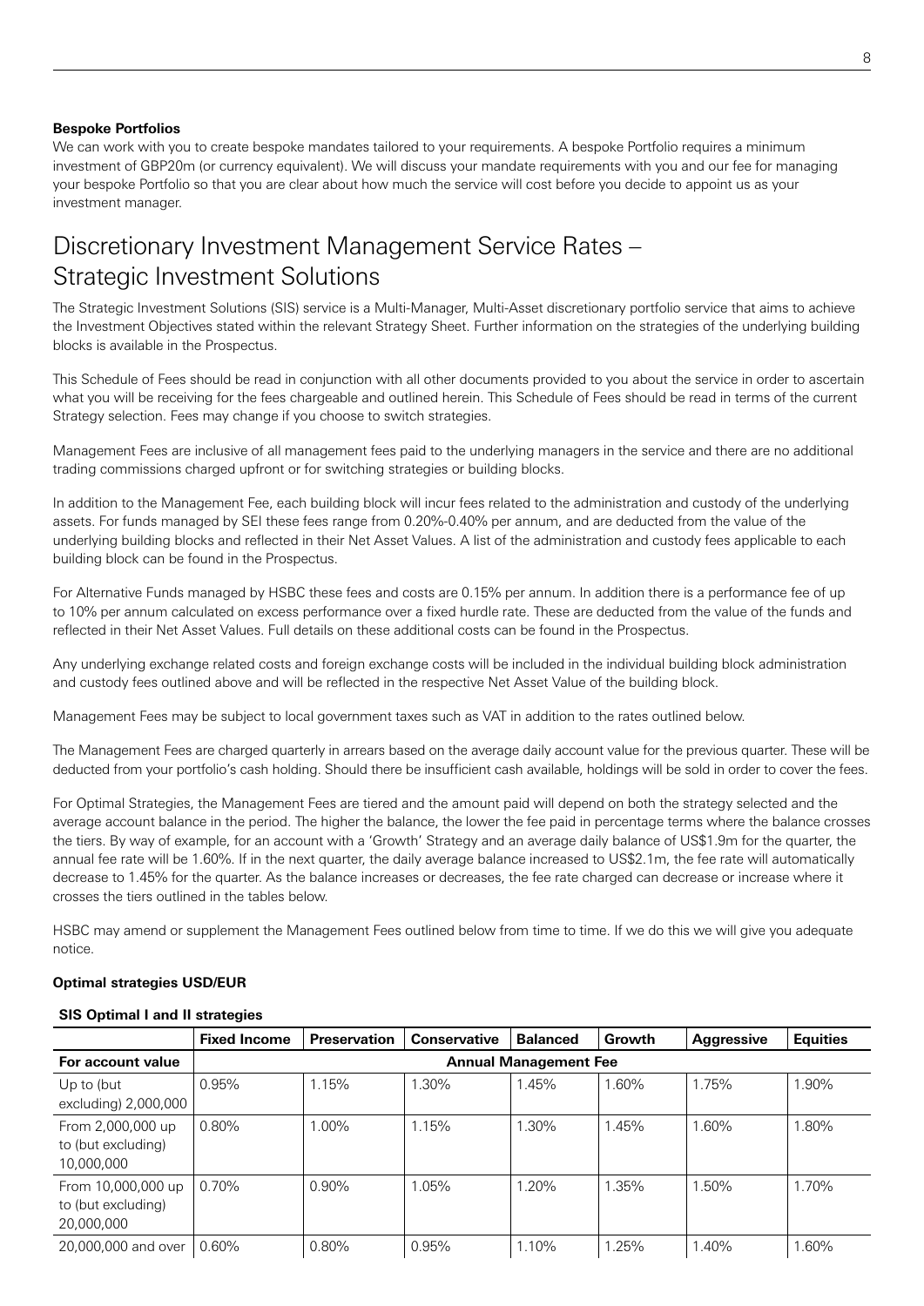**Bespoke Portfolios**

We can work with you to create bespoke mandates tailored to your requirements. A bespoke Portfolio requires a minimum investment of GBP20m (or currency equivalent). We will discuss your mandate requirements with you and our fee for managing your bespoke Portfolio so that you are clear about how much the service will cost before you decide to appoint us as your investment manager.

# Discretionary Investment Management Service Rates – Strategic Investment Solutions

The Strategic Investment Solutions (SIS) service is a Multi-Manager, Multi-Asset discretionary portfolio service that aims to achieve the Investment Objectives stated within the relevant Strategy Sheet. Further information on the strategies of the underlying building blocks is available in the Prospectus.

This Schedule of Fees should be read in conjunction with all other documents provided to you about the service in order to ascertain what you will be receiving for the fees chargeable and outlined herein. This Schedule of Fees should be read in terms of the current Strategy selection. Fees may change if you choose to switch strategies.

Management Fees are inclusive of all management fees paid to the underlying managers in the service and there are no additional trading commissions charged upfront or for switching strategies or building blocks.

In addition to the Management Fee, each building block will incur fees related to the administration and custody of the underlying assets. For funds managed by SEI these fees range from 0.20%-0.40% per annum, and are deducted from the value of the underlying building blocks and reflected in their Net Asset Values. A list of the administration and custody fees applicable to each building block can be found in the Prospectus.

For Alternative Funds managed by HSBC these fees and costs are 0.15% per annum. In addition there is a performance fee of up to 10% per annum calculated on excess performance over a fixed hurdle rate. These are deducted from the value of the funds and reflected in their Net Asset Values. Full details on these additional costs can be found in the Prospectus.

Any underlying exchange related costs and foreign exchange costs will be included in the individual building block administration and custody fees outlined above and will be reflected in the respective Net Asset Value of the building block.

Management Fees may be subject to local government taxes such as VAT in addition to the rates outlined below.

The Management Fees are charged quarterly in arrears based on the average daily account value for the previous quarter. These will be deducted from your portfolio's cash holding. Should there be insufficient cash available, holdings will be sold in order to cover the fees.

For Optimal Strategies, the Management Fees are tiered and the amount paid will depend on both the strategy selected and the average account balance in the period. The higher the balance, the lower the fee paid in percentage terms where the balance crosses the tiers. By way of example, for an account with a 'Growth' Strategy and an average daily balance of US$1.9m for the quarter, the annual fee rate will be 1.60%. If in the next quarter, the daily average balance increased to US$2.1m, the fee rate will automatically decrease to 1.45% for the quarter. As the balance increases or decreases, the fee rate charged can decrease or increase where it crosses the tiers outlined in the tables below.

HSBC may amend or supplement the Management Fees outlined below from time to time. If we do this we will give you adequate notice.

**Optimal strategies USD/EUR**

**SIS Optimal I and II strategies**

| | Fixed Income | Preservation | Conservative | Balanced | Growth | Aggressive | Equities |
|---|---|---|---|---|---|---|---|
| **For account value** | **Annual Management Fee** | | | | | | |
| Up to (but excluding) 2,000,000 | 0.95% | 1.15% | 1.30% | 1.45% | 1.60% | 1.75% | 1.90% |
| From 2,000,000 up to (but excluding) 10,000,000 | 0.80% | 1.00% | 1.15% | 1.30% | 1.45% | 1.60% | 1.80% |
| From 10,000,000 up to (but excluding) 20,000,000 | 0.70% | 0.90% | 1.05% | 1.20% | 1.35% | 1.50% | 1.70% |
| 20,000,000 and over | 0.60% | 0.80% | 0.95% | 1.10% | 1.25% | 1.40% | 1.60% |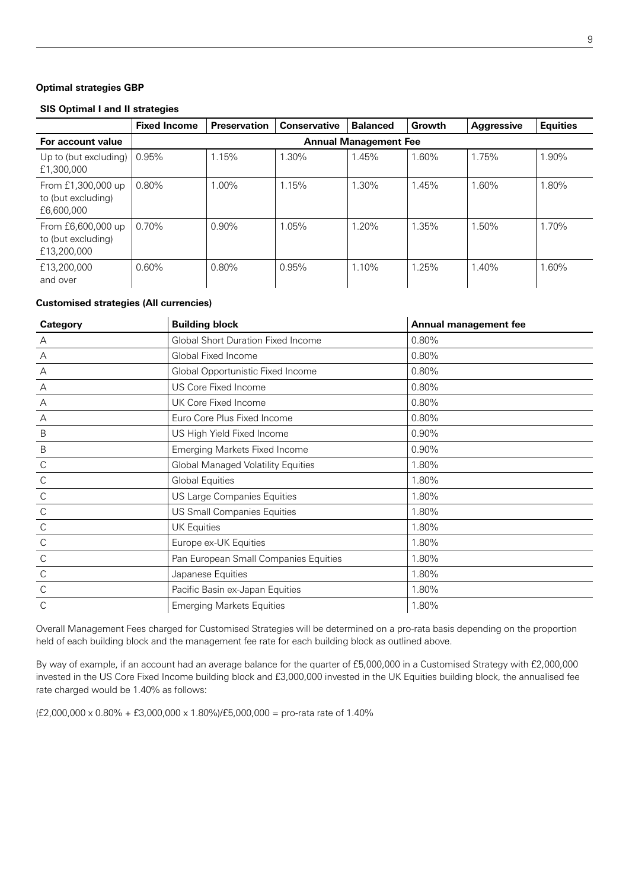**Optimal strategies GBP**

**SIS Optimal I and II strategies**

| | Fixed Income | Preservation | Conservative | Balanced | Growth | Aggressive | Equities |
|---|---|---|---|---|---|---|---|
| **For account value** | **Annual Management Fee** | | | | | | |
| Up to (but excluding) £1,300,000 | 0.95% | 1.15% | 1.30% | 1.45% | 1.60% | 1.75% | 1.90% |
| From £1,300,000 up to (but excluding) £6,600,000 | 0.80% | 1.00% | 1.15% | 1.30% | 1.45% | 1.60% | 1.80% |
| From £6,600,000 up to (but excluding) £13,200,000 | 0.70% | 0.90% | 1.05% | 1.20% | 1.35% | 1.50% | 1.70% |
| £13,200,000 and over | 0.60% | 0.80% | 0.95% | 1.10% | 1.25% | 1.40% | 1.60% |

**Customised strategies (All currencies)**

| Category | Building block | Annual management fee |
|---|---|---|
| A | Global Short Duration Fixed Income | 0.80% |
| A | Global Fixed Income | 0.80% |
| A | Global Opportunistic Fixed Income | 0.80% |
| A | US Core Fixed Income | 0.80% |
| A | UK Core Fixed Income | 0.80% |
| A | Euro Core Plus Fixed Income | 0.80% |
| B | US High Yield Fixed Income | 0.90% |
| B | Emerging Markets Fixed Income | 0.90% |
| C | Global Managed Volatility Equities | 1.80% |
| C | Global Equities | 1.80% |
| C | US Large Companies Equities | 1.80% |
| C | US Small Companies Equities | 1.80% |
| C | UK Equities | 1.80% |
| C | Europe ex-UK Equities | 1.80% |
| C | Pan European Small Companies Equities | 1.80% |
| C | Japanese Equities | 1.80% |
| C | Pacific Basin ex-Japan Equities | 1.80% |
| C | Emerging Markets Equities | 1.80% |

Overall Management Fees charged for Customised Strategies will be determined on a pro-rata basis depending on the proportion held of each building block and the management fee rate for each building block as outlined above.

By way of example, if an account had an average balance for the quarter of £5,000,000 in a Customised Strategy with £2,000,000 invested in the US Core Fixed Income building block and £3,000,000 invested in the UK Equities building block, the annualised fee rate charged would be 1.40% as follows:

(£2,000,000 x 0.80% + £3,000,000 x 1.80%)/£5,000,000 = pro-rata rate of 1.40%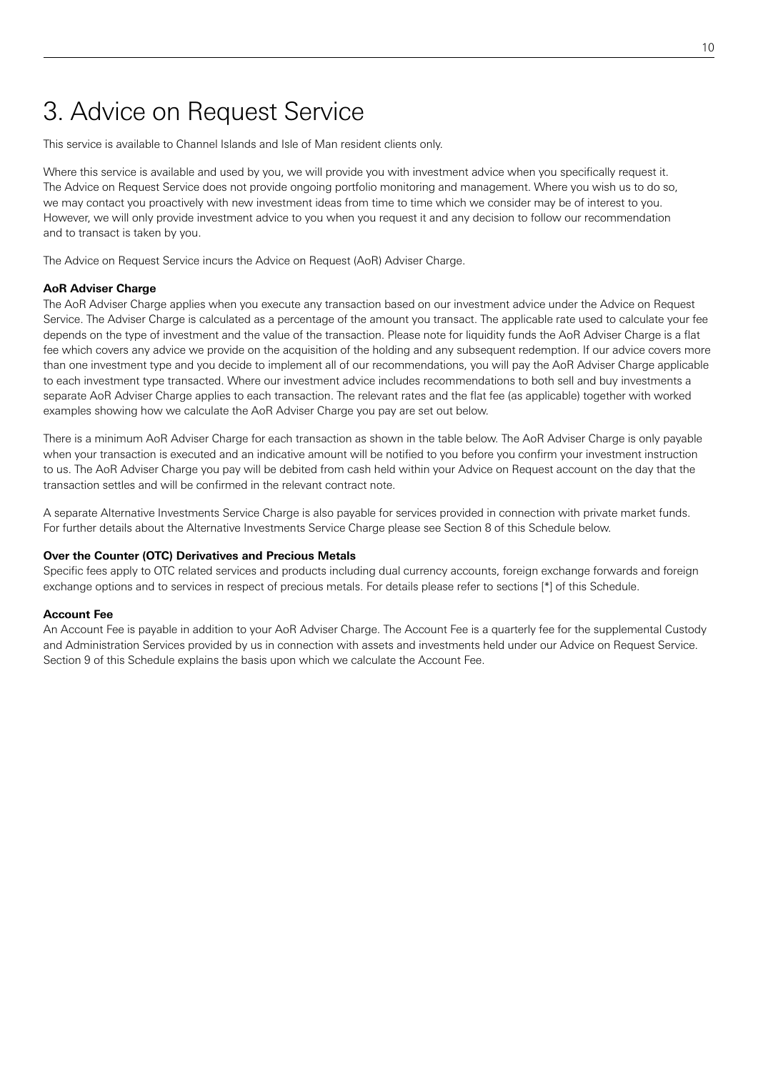# 3. Advice on Request Service

This service is available to Channel Islands and Isle of Man resident clients only.

Where this service is available and used by you, we will provide you with investment advice when you specifically request it. The Advice on Request Service does not provide ongoing portfolio monitoring and management. Where you wish us to do so, we may contact you proactively with new investment ideas from time to time which we consider may be of interest to you. However, we will only provide investment advice to you when you request it and any decision to follow our recommendation and to transact is taken by you.

The Advice on Request Service incurs the Advice on Request (AoR) Adviser Charge.

**AoR Adviser Charge**

The AoR Adviser Charge applies when you execute any transaction based on our investment advice under the Advice on Request Service. The Adviser Charge is calculated as a percentage of the amount you transact. The applicable rate used to calculate your fee depends on the type of investment and the value of the transaction. Please note for liquidity funds the AoR Adviser Charge is a flat fee which covers any advice we provide on the acquisition of the holding and any subsequent redemption. If our advice covers more than one investment type and you decide to implement all of our recommendations, you will pay the AoR Adviser Charge applicable to each investment type transacted. Where our investment advice includes recommendations to both sell and buy investments a separate AoR Adviser Charge applies to each transaction. The relevant rates and the flat fee (as applicable) together with worked examples showing how we calculate the AoR Adviser Charge you pay are set out below.

There is a minimum AoR Adviser Charge for each transaction as shown in the table below. The AoR Adviser Charge is only payable when your transaction is executed and an indicative amount will be notified to you before you confirm your investment instruction to us. The AoR Adviser Charge you pay will be debited from cash held within your Advice on Request account on the day that the transaction settles and will be confirmed in the relevant contract note.

A separate Alternative Investments Service Charge is also payable for services provided in connection with private market funds. For further details about the Alternative Investments Service Charge please see Section 8 of this Schedule below.

**Over the Counter (OTC) Derivatives and Precious Metals**

Specific fees apply to OTC related services and products including dual currency accounts, foreign exchange forwards and foreign exchange options and to services in respect of precious metals. For details please refer to sections [*] of this Schedule.

**Account Fee**

An Account Fee is payable in addition to your AoR Adviser Charge. The Account Fee is a quarterly fee for the supplemental Custody and Administration Services provided by us in connection with assets and investments held under our Advice on Request Service. Section 9 of this Schedule explains the basis upon which we calculate the Account Fee.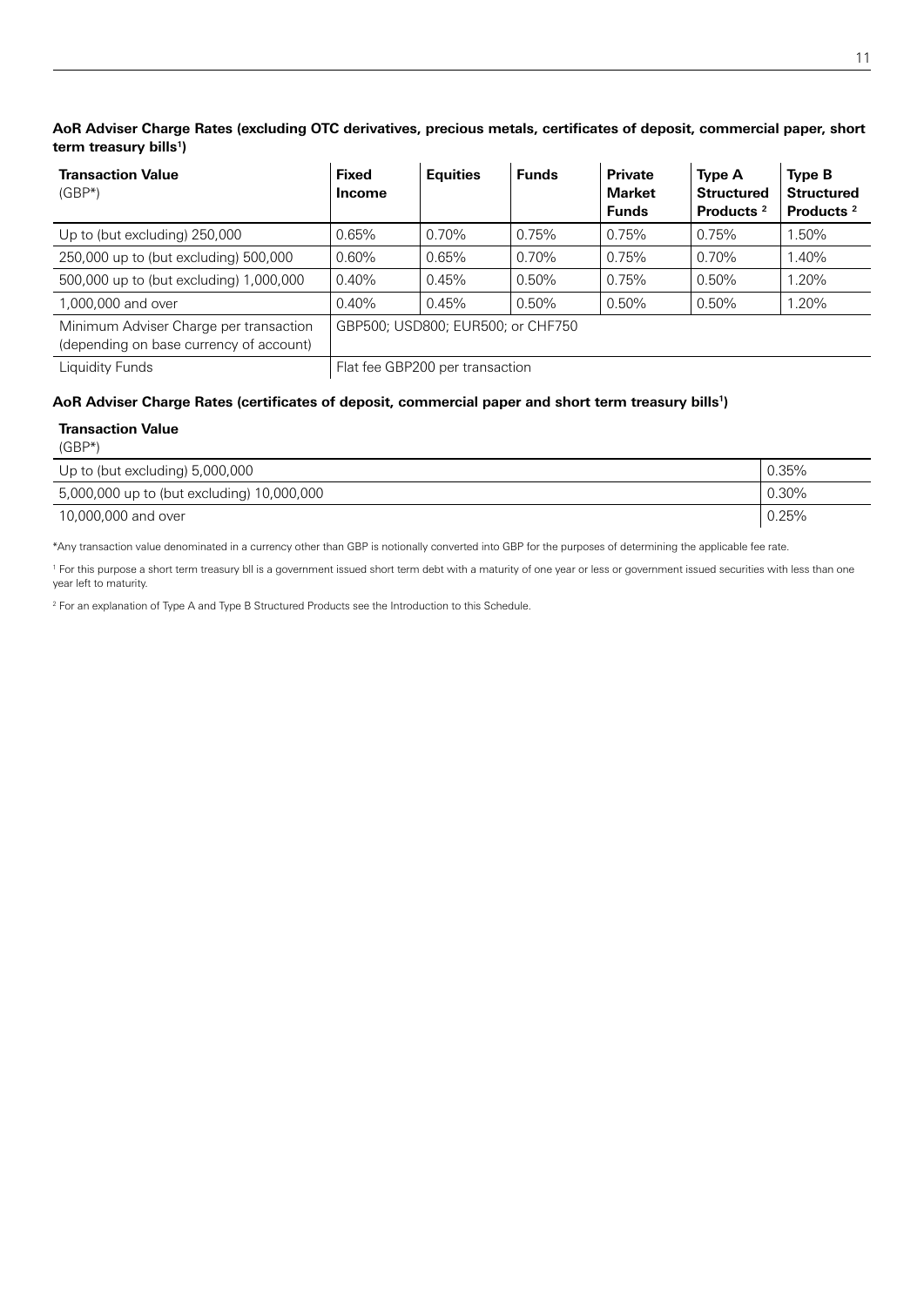**AoR Adviser Charge Rates (excluding OTC derivatives, precious metals, certificates of deposit, commercial paper, short term treasury bills[1])**

| **Transaction Value** (GBP*) | **Fixed Income** | **Equities** | **Funds** | **Private Market Funds** | **Type A Structured Products [2]** | **Type B Structured Products [2]** |
|---|---|---|---|---|---|---|
| Up to (but excluding) 250,000 | 0.65% | 0.70% | 0.75% | 0.75% | 0.75% | 1.50% |
| 250,000 up to (but excluding) 500,000 | 0.60% | 0.65% | 0.70% | 0.75% | 0.70% | 1.40% |
| 500,000 up to (but excluding) 1,000,000 | 0.40% | 0.45% | 0.50% | 0.75% | 0.50% | 1.20% |
| 1,000,000 and over | 0.40% | 0.45% | 0.50% | 0.50% | 0.50% | 1.20% |
| Minimum Adviser Charge per transaction (depending on base currency of account) | GBP500; USD800; EUR500; or CHF750 | | | | | |
| Liquidity Funds | Flat fee GBP200 per transaction | | | | | |

**AoR Adviser Charge Rates (certificates of deposit, commercial paper and short term treasury bills[1])**

| **Transaction Value** (GBP*) | |
|---|---|
| Up to (but excluding) 5,000,000 | 0.35% |
| 5,000,000 up to (but excluding) 10,000,000 | 0.30% |
| 10,000,000 and over | 0.25% |

*Any transaction value denominated in a currency other than GBP is notionally converted into GBP for the purposes of determining the applicable fee rate.

[1] For this purpose a short term treasury bll is a government issued short term debt with a maturity of one year or less or government issued securities with less than one year left to maturity.

[2] For an explanation of Type A and Type B Structured Products see the Introduction to this Schedule.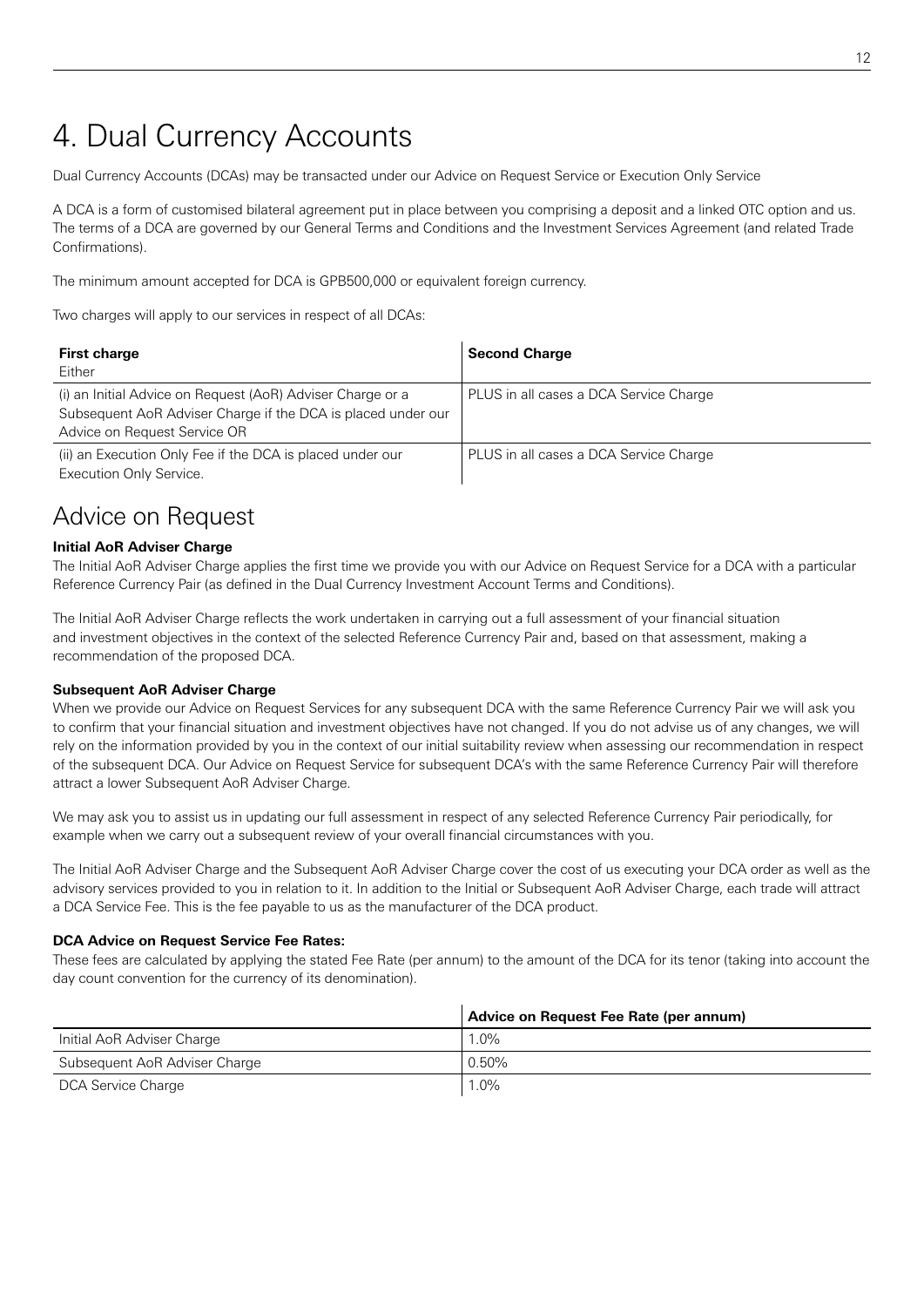# 4. Dual Currency Accounts

Dual Currency Accounts (DCAs) may be transacted under our Advice on Request Service or Execution Only Service

A DCA is a form of customised bilateral agreement put in place between you comprising a deposit and a linked OTC option and us. The terms of a DCA are governed by our General Terms and Conditions and the Investment Services Agreement (and related Trade Confirmations).

The minimum amount accepted for DCA is GPB500,000 or equivalent foreign currency.

Two charges will apply to our services in respect of all DCAs:

| **First charge**<br>Either | **Second Charge** |
|---|---|
| (i) an Initial Advice on Request (AoR) Adviser Charge or a Subsequent AoR Adviser Charge if the DCA is placed under our Advice on Request Service OR | PLUS in all cases a DCA Service Charge |
| (ii) an Execution Only Fee if the DCA is placed under our Execution Only Service. | PLUS in all cases a DCA Service Charge |

## Advice on Request

**Initial AoR Adviser Charge**

The Initial AoR Adviser Charge applies the first time we provide you with our Advice on Request Service for a DCA with a particular Reference Currency Pair (as defined in the Dual Currency Investment Account Terms and Conditions).

The Initial AoR Adviser Charge reflects the work undertaken in carrying out a full assessment of your financial situation and investment objectives in the context of the selected Reference Currency Pair and, based on that assessment, making a recommendation of the proposed DCA.

**Subsequent AoR Adviser Charge**

When we provide our Advice on Request Services for any subsequent DCA with the same Reference Currency Pair we will ask you to confirm that your financial situation and investment objectives have not changed. If you do not advise us of any changes, we will rely on the information provided by you in the context of our initial suitability review when assessing our recommendation in respect of the subsequent DCA. Our Advice on Request Service for subsequent DCA's with the same Reference Currency Pair will therefore attract a lower Subsequent AoR Adviser Charge.

We may ask you to assist us in updating our full assessment in respect of any selected Reference Currency Pair periodically, for example when we carry out a subsequent review of your overall financial circumstances with you.

The Initial AoR Adviser Charge and the Subsequent AoR Adviser Charge cover the cost of us executing your DCA order as well as the advisory services provided to you in relation to it. In addition to the Initial or Subsequent AoR Adviser Charge, each trade will attract a DCA Service Fee. This is the fee payable to us as the manufacturer of the DCA product.

**DCA Advice on Request Service Fee Rates:**

These fees are calculated by applying the stated Fee Rate (per annum) to the amount of the DCA for its tenor (taking into account the day count convention for the currency of its denomination).

| | **Advice on Request Fee Rate (per annum)** |
|---|---|
| Initial AoR Adviser Charge | 1.0% |
| Subsequent AoR Adviser Charge | 0.50% |
| DCA Service Charge | 1.0% |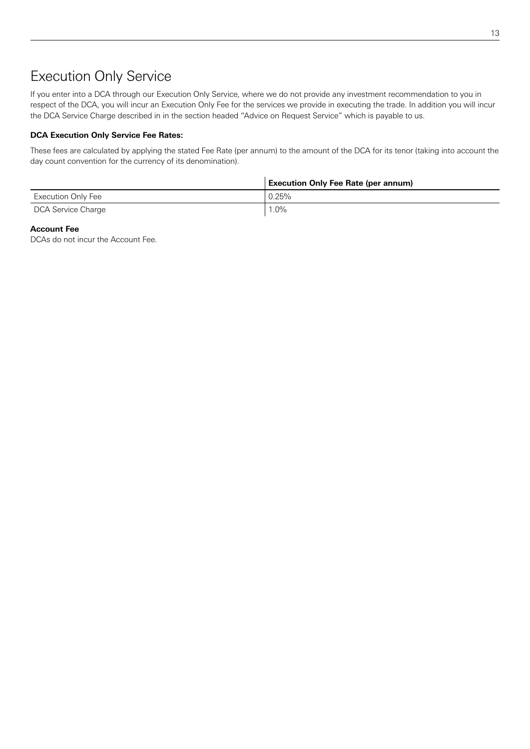# Execution Only Service

If you enter into a DCA through our Execution Only Service, where we do not provide any investment recommendation to you in respect of the DCA, you will incur an Execution Only Fee for the services we provide in executing the trade. In addition you will incur the DCA Service Charge described in in the section headed "Advice on Request Service" which is payable to us.

**DCA Execution Only Service Fee Rates:**

These fees are calculated by applying the stated Fee Rate (per annum) to the amount of the DCA for its tenor (taking into account the day count convention for the currency of its denomination).

| | **Execution Only Fee Rate (per annum)** |
|---|---|
| Execution Only Fee | 0.25% |
| DCA Service Charge | 1.0% |

**Account Fee**
DCAs do not incur the Account Fee.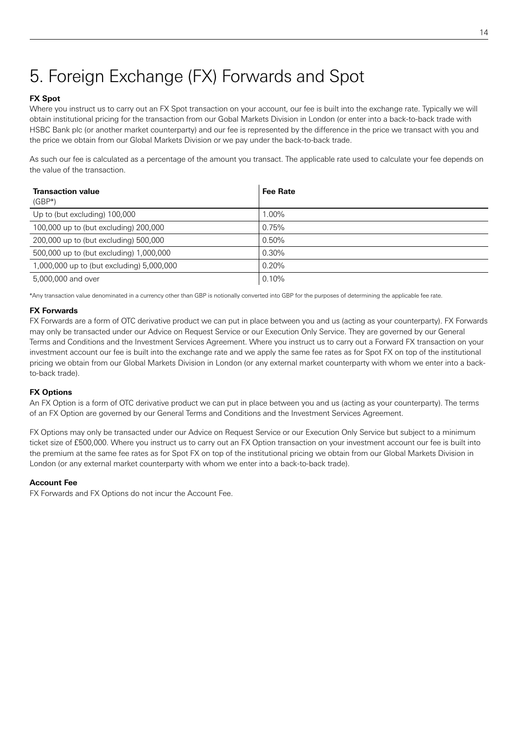# 5. Foreign Exchange (FX) Forwards and Spot

**FX Spot**

Where you instruct us to carry out an FX Spot transaction on your account, our fee is built into the exchange rate. Typically we will obtain institutional pricing for the transaction from our Gobal Markets Division in London (or enter into a back-to-back trade with HSBC Bank plc (or another market counterparty) and our fee is represented by the difference in the price we transact with you and the price we obtain from our Global Markets Division or we pay under the back-to-back trade.

As such our fee is calculated as a percentage of the amount you transact. The applicable rate used to calculate your fee depends on the value of the transaction.

| **Transaction value** (GBP*) | **Fee Rate** |
|---|---|
| Up to (but excluding) 100,000 | 1.00% |
| 100,000 up to (but excluding) 200,000 | 0.75% |
| 200,000 up to (but excluding) 500,000 | 0.50% |
| 500,000 up to (but excluding) 1,000,000 | 0.30% |
| 1,000,000 up to (but excluding) 5,000,000 | 0.20% |
| 5,000,000 and over | 0.10% |

*Any transaction value denominated in a currency other than GBP is notionally converted into GBP for the purposes of determining the applicable fee rate.

**FX Forwards**

FX Forwards are a form of OTC derivative product we can put in place between you and us (acting as your counterparty). FX Forwards may only be transacted under our Advice on Request Service or our Execution Only Service. They are governed by our General Terms and Conditions and the Investment Services Agreement. Where you instruct us to carry out a Forward FX transaction on your investment account our fee is built into the exchange rate and we apply the same fee rates as for Spot FX on top of the institutional pricing we obtain from our Global Markets Division in London (or any external market counterparty with whom we enter into a back-to-back trade).

**FX Options**

An FX Option is a form of OTC derivative product we can put in place between you and us (acting as your counterparty). The terms of an FX Option are governed by our General Terms and Conditions and the Investment Services Agreement.

FX Options may only be transacted under our Advice on Request Service or our Execution Only Service but subject to a minimum ticket size of £500,000. Where you instruct us to carry out an FX Option transaction on your investment account our fee is built into the premium at the same fee rates as for Spot FX on top of the institutional pricing we obtain from our Global Markets Division in London (or any external market counterparty with whom we enter into a back-to-back trade).

**Account Fee**

FX Forwards and FX Options do not incur the Account Fee.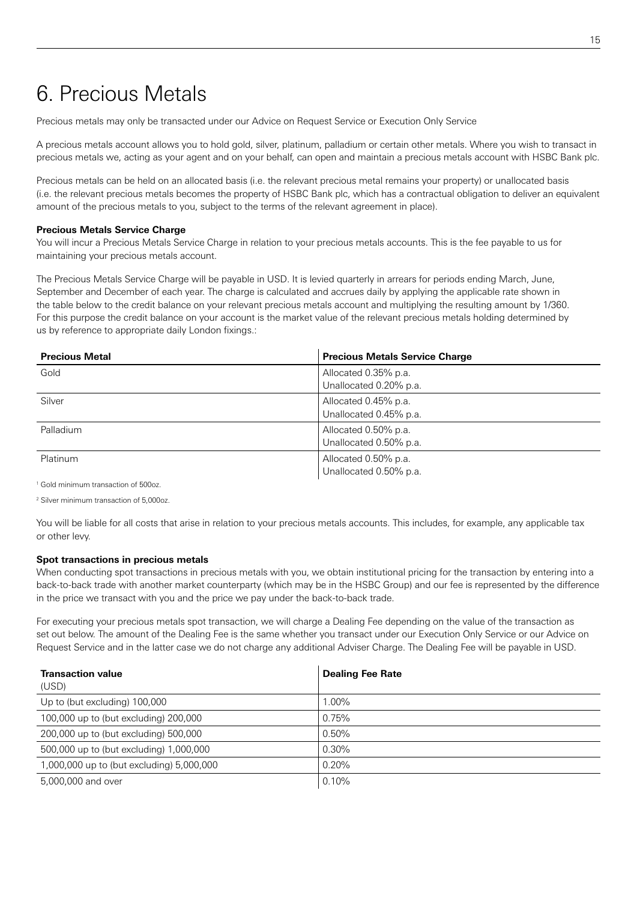# 6. Precious Metals

Precious metals may only be transacted under our Advice on Request Service or Execution Only Service

A precious metals account allows you to hold gold, silver, platinum, palladium or certain other metals. Where you wish to transact in precious metals we, acting as your agent and on your behalf, can open and maintain a precious metals account with HSBC Bank plc.

Precious metals can be held on an allocated basis (i.e. the relevant precious metal remains your property) or unallocated basis (i.e. the relevant precious metals becomes the property of HSBC Bank plc, which has a contractual obligation to deliver an equivalent amount of the precious metals to you, subject to the terms of the relevant agreement in place).

**Precious Metals Service Charge**

You will incur a Precious Metals Service Charge in relation to your precious metals accounts. This is the fee payable to us for maintaining your precious metals account.

The Precious Metals Service Charge will be payable in USD. It is levied quarterly in arrears for periods ending March, June, September and December of each year. The charge is calculated and accrues daily by applying the applicable rate shown in the table below to the credit balance on your relevant precious metals account and multiplying the resulting amount by 1/360. For this purpose the credit balance on your account is the market value of the relevant precious metals holding determined by us by reference to appropriate daily London fixings.:

| Precious Metal | Precious Metals Service Charge |
|---|---|
| Gold | Allocated 0.35% p.a.<br>Unallocated 0.20% p.a. |
| Silver | Allocated 0.45% p.a.<br>Unallocated 0.45% p.a. |
| Palladium | Allocated 0.50% p.a.<br>Unallocated 0.50% p.a. |
| Platinum | Allocated 0.50% p.a.<br>Unallocated 0.50% p.a. |

[1] Gold minimum transaction of 500oz.

[2] Silver minimum transaction of 5,000oz.

You will be liable for all costs that arise in relation to your precious metals accounts. This includes, for example, any applicable tax or other levy.

**Spot transactions in precious metals**

When conducting spot transactions in precious metals with you, we obtain institutional pricing for the transaction by entering into a back-to-back trade with another market counterparty (which may be in the HSBC Group) and our fee is represented by the difference in the price we transact with you and the price we pay under the back-to-back trade.

For executing your precious metals spot transaction, we will charge a Dealing Fee depending on the value of the transaction as set out below. The amount of the Dealing Fee is the same whether you transact under our Execution Only Service or our Advice on Request Service and in the latter case we do not charge any additional Adviser Charge. The Dealing Fee will be payable in USD.

| Transaction value (USD) | Dealing Fee Rate |
|---|---|
| Up to (but excluding) 100,000 | 1.00% |
| 100,000 up to (but excluding) 200,000 | 0.75% |
| 200,000 up to (but excluding) 500,000 | 0.50% |
| 500,000 up to (but excluding) 1,000,000 | 0.30% |
| 1,000,000 up to (but excluding) 5,000,000 | 0.20% |
| 5,000,000 and over | 0.10% |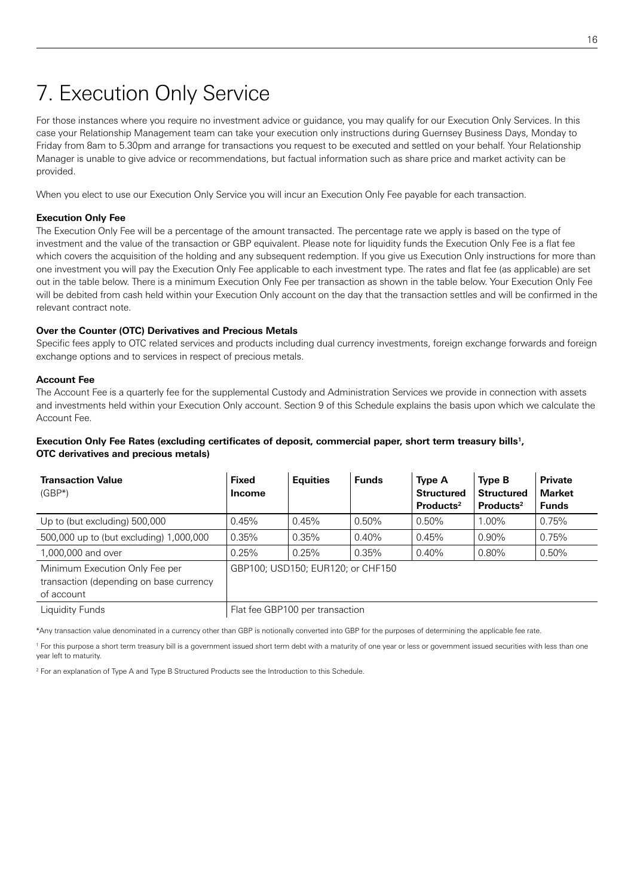# 7. Execution Only Service

For those instances where you require no investment advice or guidance, you may qualify for our Execution Only Services. In this case your Relationship Management team can take your execution only instructions during Guernsey Business Days, Monday to Friday from 8am to 5.30pm and arrange for transactions you request to be executed and settled on your behalf. Your Relationship Manager is unable to give advice or recommendations, but factual information such as share price and market activity can be provided.

When you elect to use our Execution Only Service you will incur an Execution Only Fee payable for each transaction.

**Execution Only Fee**

The Execution Only Fee will be a percentage of the amount transacted. The percentage rate we apply is based on the type of investment and the value of the transaction or GBP equivalent. Please note for liquidity funds the Execution Only Fee is a flat fee which covers the acquisition of the holding and any subsequent redemption. If you give us Execution Only instructions for more than one investment you will pay the Execution Only Fee applicable to each investment type. The rates and flat fee (as applicable) are set out in the table below. There is a minimum Execution Only Fee per transaction as shown in the table below. Your Execution Only Fee will be debited from cash held within your Execution Only account on the day that the transaction settles and will be confirmed in the relevant contract note.

**Over the Counter (OTC) Derivatives and Precious Metals**

Specific fees apply to OTC related services and products including dual currency investments, foreign exchange forwards and foreign exchange options and to services in respect of precious metals.

**Account Fee**

The Account Fee is a quarterly fee for the supplemental Custody and Administration Services we provide in connection with assets and investments held within your Execution Only account. Section 9 of this Schedule explains the basis upon which we calculate the Account Fee.

**Execution Only Fee Rates (excluding certificates of deposit, commercial paper, short term treasury bills[1], OTC derivatives and precious metals)**

| **Transaction Value** (GBP*) | **Fixed Income** | **Equities** | **Funds** | **Type A Structured Products[2]** | **Type B Structured Products[2]** | **Private Market Funds** |
|---|---|---|---|---|---|---|
| Up to (but excluding) 500,000 | 0.45% | 0.45% | 0.50% | 0.50% | 1.00% | 0.75% |
| 500,000 up to (but excluding) 1,000,000 | 0.35% | 0.35% | 0.40% | 0.45% | 0.90% | 0.75% |
| 1,000,000 and over | 0.25% | 0.25% | 0.35% | 0.40% | 0.80% | 0.50% |
| Minimum Execution Only Fee per transaction (depending on base currency of account | GBP100; USD150; EUR120; or CHF150 | | | | | |
| Liquidity Funds | Flat fee GBP100 per transaction | | | | | |

*Any transaction value denominated in a currency other than GBP is notionally converted into GBP for the purposes of determining the applicable fee rate.

[1] For this purpose a short term treasury bill is a government issued short term debt with a maturity of one year or less or government issued securities with less than one year left to maturity.

[2] For an explanation of Type A and Type B Structured Products see the Introduction to this Schedule.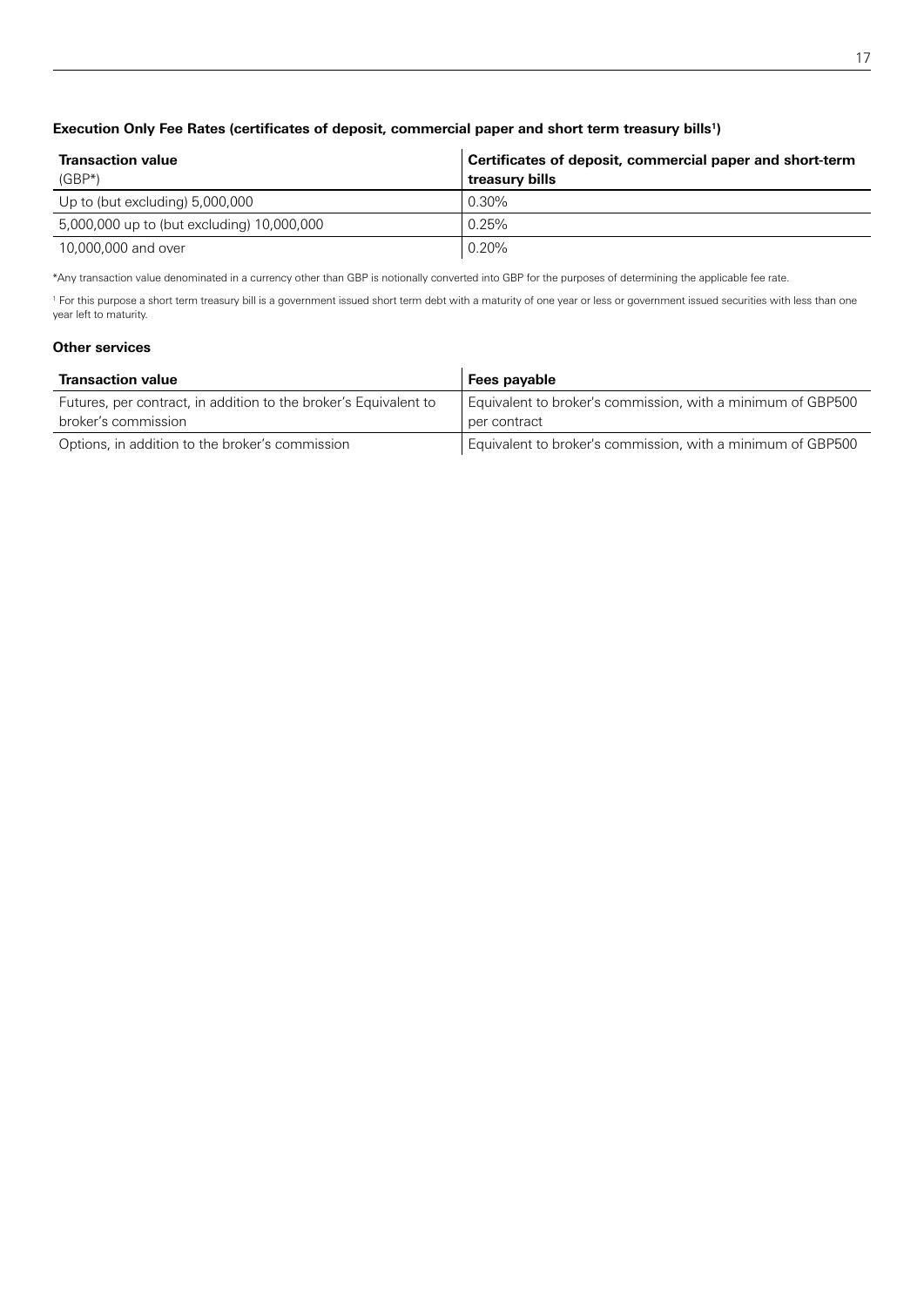**Execution Only Fee Rates (certificates of deposit, commercial paper and short term treasury bills[1])**

| Transaction value (GBP*) | Certificates of deposit, commercial paper and short-term treasury bills |
|---|---|
| Up to (but excluding) 5,000,000 | 0.30% |
| 5,000,000 up to (but excluding) 10,000,000 | 0.25% |
| 10,000,000 and over | 0.20% |

*Any transaction value denominated in a currency other than GBP is notionally converted into GBP for the purposes of determining the applicable fee rate.

[1] For this purpose a short term treasury bill is a government issued short term debt with a maturity of one year or less or government issued securities with less than one year left to maturity.

**Other services**

| Transaction value | Fees payable |
|---|---|
| Futures, per contract, in addition to the broker's Equivalent to broker's commission | Equivalent to broker's commission, with a minimum of GBP500 per contract |
| Options, in addition to the broker's commission | Equivalent to broker's commission, with a minimum of GBP500 |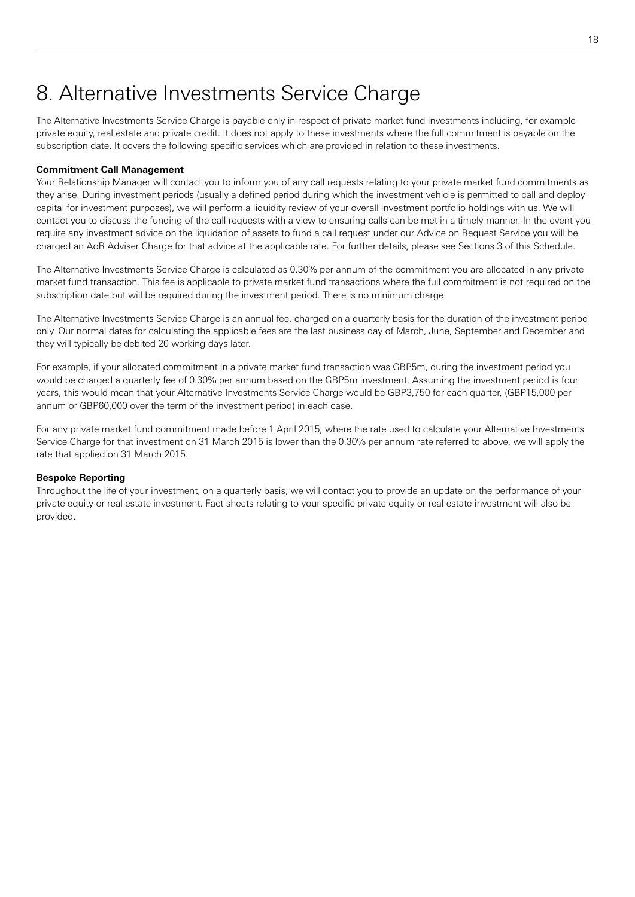# 8. Alternative Investments Service Charge

The Alternative Investments Service Charge is payable only in respect of private market fund investments including, for example private equity, real estate and private credit. It does not apply to these investments where the full commitment is payable on the subscription date. It covers the following specific services which are provided in relation to these investments.

**Commitment Call Management**

Your Relationship Manager will contact you to inform you of any call requests relating to your private market fund commitments as they arise. During investment periods (usually a defined period during which the investment vehicle is permitted to call and deploy capital for investment purposes), we will perform a liquidity review of your overall investment portfolio holdings with us. We will contact you to discuss the funding of the call requests with a view to ensuring calls can be met in a timely manner. In the event you require any investment advice on the liquidation of assets to fund a call request under our Advice on Request Service you will be charged an AoR Adviser Charge for that advice at the applicable rate. For further details, please see Sections 3 of this Schedule.

The Alternative Investments Service Charge is calculated as 0.30% per annum of the commitment you are allocated in any private market fund transaction. This fee is applicable to private market fund transactions where the full commitment is not required on the subscription date but will be required during the investment period. There is no minimum charge.

The Alternative Investments Service Charge is an annual fee, charged on a quarterly basis for the duration of the investment period only. Our normal dates for calculating the applicable fees are the last business day of March, June, September and December and they will typically be debited 20 working days later.

For example, if your allocated commitment in a private market fund transaction was GBP5m, during the investment period you would be charged a quarterly fee of 0.30% per annum based on the GBP5m investment. Assuming the investment period is four years, this would mean that your Alternative Investments Service Charge would be GBP3,750 for each quarter, (GBP15,000 per annum or GBP60,000 over the term of the investment period) in each case.

For any private market fund commitment made before 1 April 2015, where the rate used to calculate your Alternative Investments Service Charge for that investment on 31 March 2015 is lower than the 0.30% per annum rate referred to above, we will apply the rate that applied on 31 March 2015.

**Bespoke Reporting**

Throughout the life of your investment, on a quarterly basis, we will contact you to provide an update on the performance of your private equity or real estate investment. Fact sheets relating to your specific private equity or real estate investment will also be provided.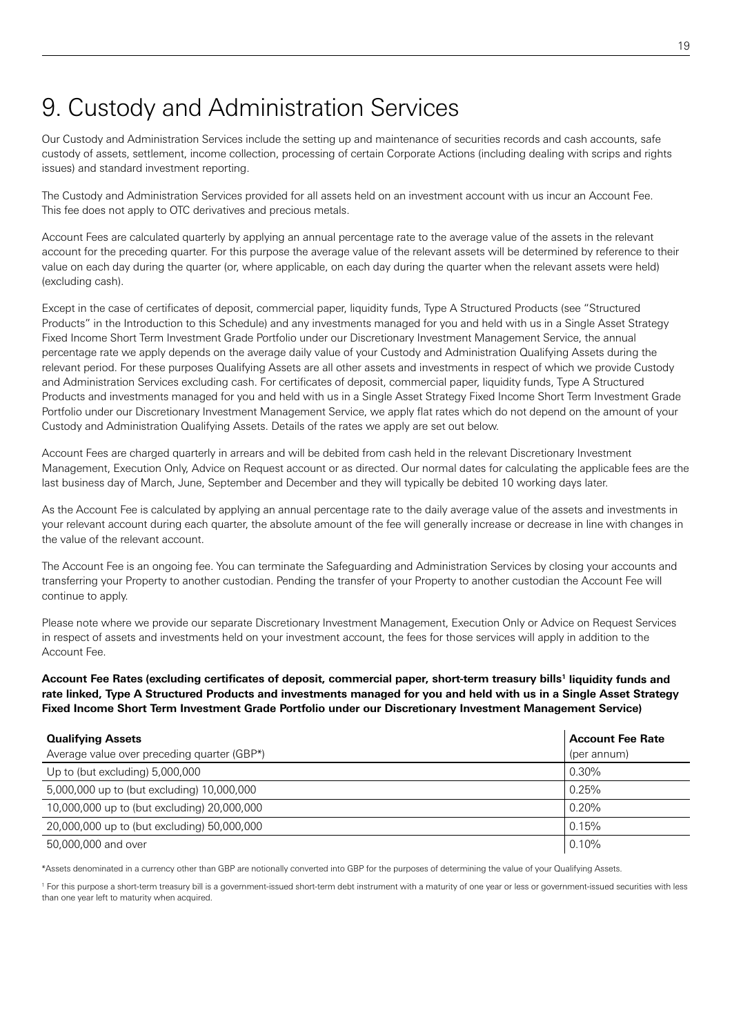# 9. Custody and Administration Services

Our Custody and Administration Services include the setting up and maintenance of securities records and cash accounts, safe custody of assets, settlement, income collection, processing of certain Corporate Actions (including dealing with scrips and rights issues) and standard investment reporting.

The Custody and Administration Services provided for all assets held on an investment account with us incur an Account Fee. This fee does not apply to OTC derivatives and precious metals.

Account Fees are calculated quarterly by applying an annual percentage rate to the average value of the assets in the relevant account for the preceding quarter. For this purpose the average value of the relevant assets will be determined by reference to their value on each day during the quarter (or, where applicable, on each day during the quarter when the relevant assets were held) (excluding cash).

Except in the case of certificates of deposit, commercial paper, liquidity funds, Type A Structured Products (see "Structured Products" in the Introduction to this Schedule) and any investments managed for you and held with us in a Single Asset Strategy Fixed Income Short Term Investment Grade Portfolio under our Discretionary Investment Management Service, the annual percentage rate we apply depends on the average daily value of your Custody and Administration Qualifying Assets during the relevant period. For these purposes Qualifying Assets are all other assets and investments in respect of which we provide Custody and Administration Services excluding cash. For certificates of deposit, commercial paper, liquidity funds, Type A Structured Products and investments managed for you and held with us in a Single Asset Strategy Fixed Income Short Term Investment Grade Portfolio under our Discretionary Investment Management Service, we apply flat rates which do not depend on the amount of your Custody and Administration Qualifying Assets. Details of the rates we apply are set out below.

Account Fees are charged quarterly in arrears and will be debited from cash held in the relevant Discretionary Investment Management, Execution Only, Advice on Request account or as directed. Our normal dates for calculating the applicable fees are the last business day of March, June, September and December and they will typically be debited 10 working days later.

As the Account Fee is calculated by applying an annual percentage rate to the daily average value of the assets and investments in your relevant account during each quarter, the absolute amount of the fee will generally increase or decrease in line with changes in the value of the relevant account.

The Account Fee is an ongoing fee. You can terminate the Safeguarding and Administration Services by closing your accounts and transferring your Property to another custodian. Pending the transfer of your Property to another custodian the Account Fee will continue to apply.

Please note where we provide our separate Discretionary Investment Management, Execution Only or Advice on Request Services in respect of assets and investments held on your investment account, the fees for those services will apply in addition to the Account Fee.

**Account Fee Rates (excluding certificates of deposit, commercial paper, short-term treasury bills[1] liquidity funds and rate linked, Type A Structured Products and investments managed for you and held with us in a Single Asset Strategy Fixed Income Short Term Investment Grade Portfolio under our Discretionary Investment Management Service)**

| **Qualifying Assets**<br>Average value over preceding quarter (GBP*) | **Account Fee Rate**<br>(per annum) |
|---|---|
| Up to (but excluding) 5,000,000 | 0.30% |
| 5,000,000 up to (but excluding) 10,000,000 | 0.25% |
| 10,000,000 up to (but excluding) 20,000,000 | 0.20% |
| 20,000,000 up to (but excluding) 50,000,000 | 0.15% |
| 50,000,000 and over | 0.10% |

*Assets denominated in a currency other than GBP are notionally converted into GBP for the purposes of determining the value of your Qualifying Assets.

[1] For this purpose a short-term treasury bill is a government-issued short-term debt instrument with a maturity of one year or less or government-issued securities with less than one year left to maturity when acquired.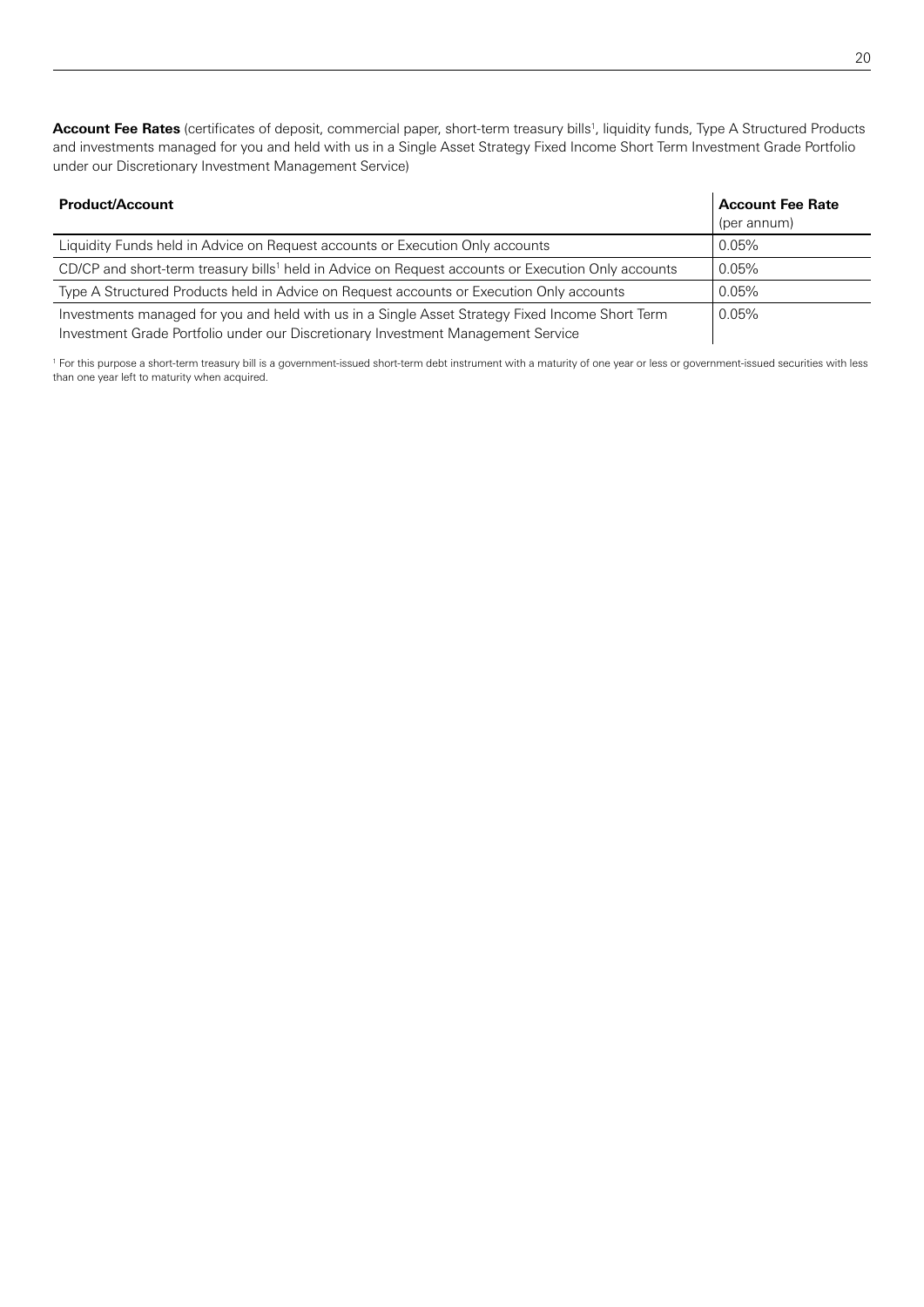**Account Fee Rates** (certificates of deposit, commercial paper, short-term treasury bills[1], liquidity funds, Type A Structured Products and investments managed for you and held with us in a Single Asset Strategy Fixed Income Short Term Investment Grade Portfolio under our Discretionary Investment Management Service)

| **Product/Account** | **Account Fee Rate** (per annum) |
| --- | --- |
| Liquidity Funds held in Advice on Request accounts or Execution Only accounts | 0.05% |
| CD/CP and short-term treasury bills[1] held in Advice on Request accounts or Execution Only accounts | 0.05% |
| Type A Structured Products held in Advice on Request accounts or Execution Only accounts | 0.05% |
| Investments managed for you and held with us in a Single Asset Strategy Fixed Income Short Term Investment Grade Portfolio under our Discretionary Investment Management Service | 0.05% |

[1] For this purpose a short-term treasury bill is a government-issued short-term debt instrument with a maturity of one year or less or government-issued securities with less than one year left to maturity when acquired.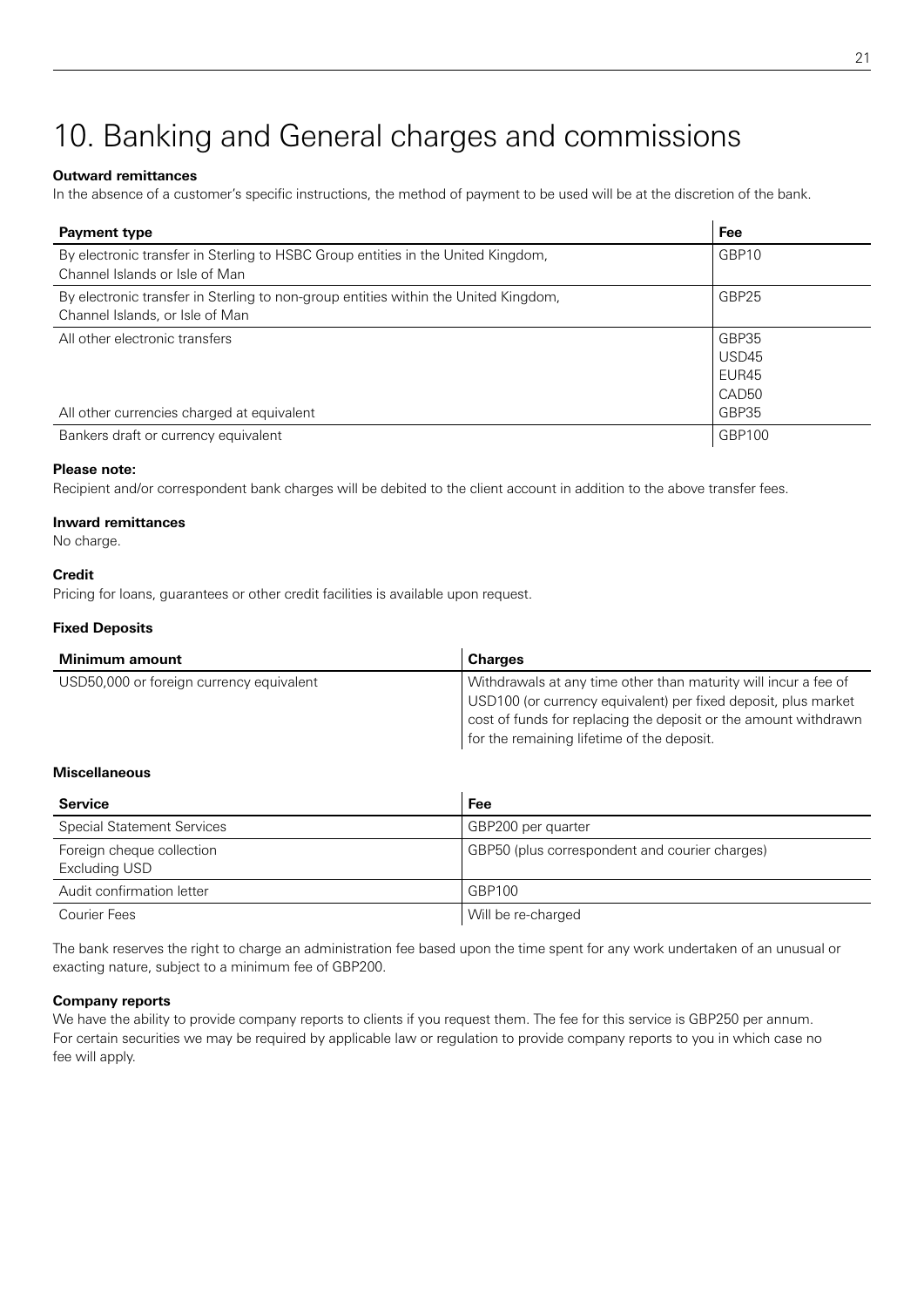# 10. Banking and General charges and commissions

**Outward remittances**

In the absence of a customer's specific instructions, the method of payment to be used will be at the discretion of the bank.

| Payment type | Fee |
|---|---|
| By electronic transfer in Sterling to HSBC Group entities in the United Kingdom, Channel Islands or Isle of Man | GBP10 |
| By electronic transfer in Sterling to non-group entities within the United Kingdom, Channel Islands, or Isle of Man | GBP25 |
| All other electronic transfers | GBP35<br>USD45<br>EUR45<br>CAD50 |
| All other currencies charged at equivalent | GBP35 |
| Bankers draft or currency equivalent | GBP100 |

**Please note:**

Recipient and/or correspondent bank charges will be debited to the client account in addition to the above transfer fees.

**Inward remittances**

No charge.

**Credit**

Pricing for loans, guarantees or other credit facilities is available upon request.

**Fixed Deposits**

| Minimum amount | Charges |
|---|---|
| USD50,000 or foreign currency equivalent | Withdrawals at any time other than maturity will incur a fee of USD100 (or currency equivalent) per fixed deposit, plus market cost of funds for replacing the deposit or the amount withdrawn for the remaining lifetime of the deposit. |

**Miscellaneous**

| Service | Fee |
|---|---|
| Special Statement Services | GBP200 per quarter |
| Foreign cheque collection<br>Excluding USD | GBP50 (plus correspondent and courier charges) |
| Audit confirmation letter | GBP100 |
| Courier Fees | Will be re-charged |

The bank reserves the right to charge an administration fee based upon the time spent for any work undertaken of an unusual or exacting nature, subject to a minimum fee of GBP200.

**Company reports**

We have the ability to provide company reports to clients if you request them. The fee for this service is GBP250 per annum. For certain securities we may be required by applicable law or regulation to provide company reports to you in which case no fee will apply.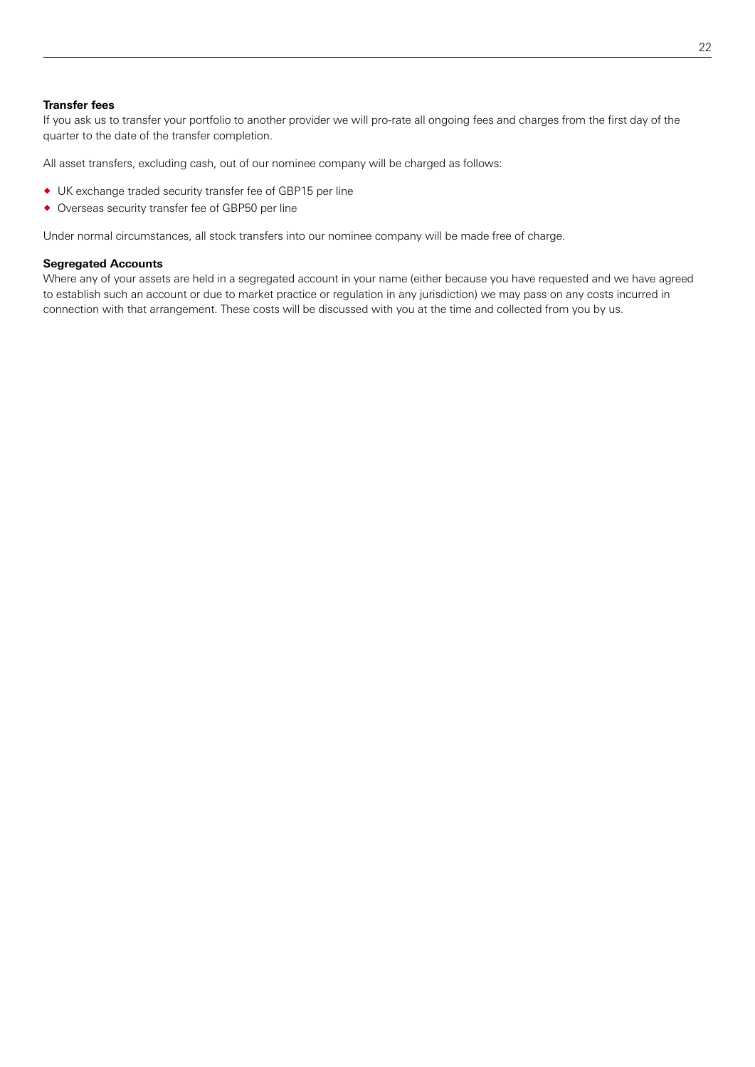**Transfer fees**

If you ask us to transfer your portfolio to another provider we will pro-rate all ongoing fees and charges from the first day of the quarter to the date of the transfer completion.

All asset transfers, excluding cash, out of our nominee company will be charged as follows:

- UK exchange traded security transfer fee of GBP15 per line
- Overseas security transfer fee of GBP50 per line

Under normal circumstances, all stock transfers into our nominee company will be made free of charge.

**Segregated Accounts**

Where any of your assets are held in a segregated account in your name (either because you have requested and we have agreed to establish such an account or due to market practice or regulation in any jurisdiction) we may pass on any costs incurred in connection with that arrangement. These costs will be discussed with you at the time and collected from you by us.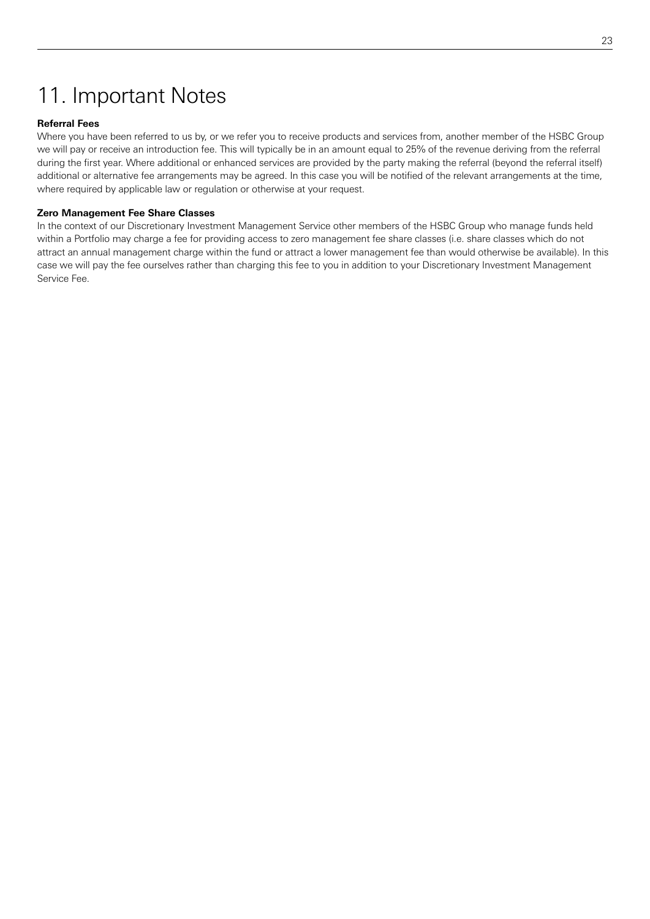# 11. Important Notes

**Referral Fees**

Where you have been referred to us by, or we refer you to receive products and services from, another member of the HSBC Group we will pay or receive an introduction fee. This will typically be in an amount equal to 25% of the revenue deriving from the referral during the first year. Where additional or enhanced services are provided by the party making the referral (beyond the referral itself) additional or alternative fee arrangements may be agreed. In this case you will be notified of the relevant arrangements at the time, where required by applicable law or regulation or otherwise at your request.

**Zero Management Fee Share Classes**

In the context of our Discretionary Investment Management Service other members of the HSBC Group who manage funds held within a Portfolio may charge a fee for providing access to zero management fee share classes (i.e. share classes which do not attract an annual management charge within the fund or attract a lower management fee than would otherwise be available). In this case we will pay the fee ourselves rather than charging this fee to you in addition to your Discretionary Investment Management Service Fee.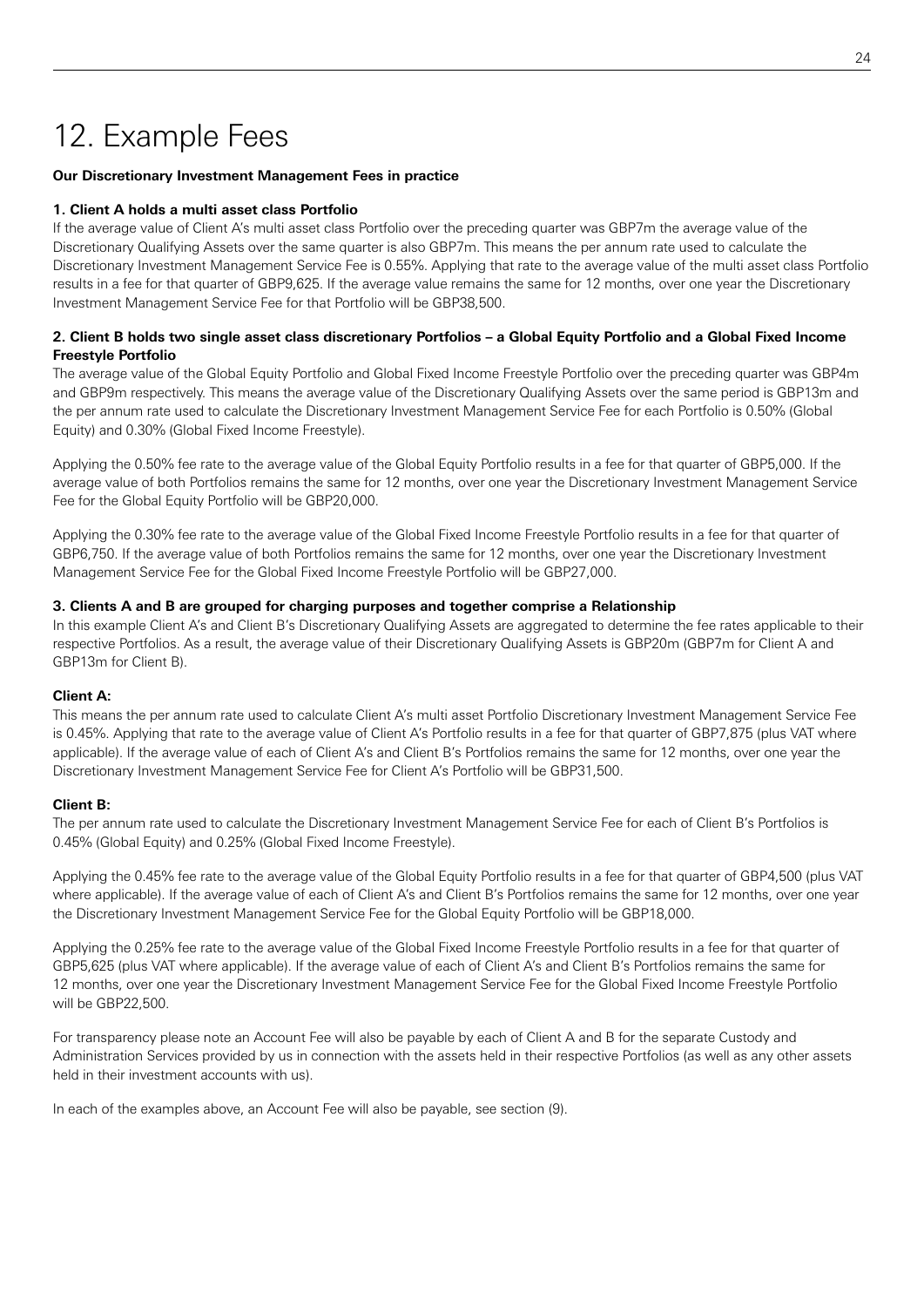# 12. Example Fees

**Our Discretionary Investment Management Fees in practice**

**1. Client A holds a multi asset class Portfolio**

If the average value of Client A's multi asset class Portfolio over the preceding quarter was GBP7m the average value of the Discretionary Qualifying Assets over the same quarter is also GBP7m. This means the per annum rate used to calculate the Discretionary Investment Management Service Fee is 0.55%. Applying that rate to the average value of the multi asset class Portfolio results in a fee for that quarter of GBP9,625. If the average value remains the same for 12 months, over one year the Discretionary Investment Management Service Fee for that Portfolio will be GBP38,500.

**2. Client B holds two single asset class discretionary Portfolios – a Global Equity Portfolio and a Global Fixed Income Freestyle Portfolio**

The average value of the Global Equity Portfolio and Global Fixed Income Freestyle Portfolio over the preceding quarter was GBP4m and GBP9m respectively. This means the average value of the Discretionary Qualifying Assets over the same period is GBP13m and the per annum rate used to calculate the Discretionary Investment Management Service Fee for each Portfolio is 0.50% (Global Equity) and 0.30% (Global Fixed Income Freestyle).

Applying the 0.50% fee rate to the average value of the Global Equity Portfolio results in a fee for that quarter of GBP5,000. If the average value of both Portfolios remains the same for 12 months, over one year the Discretionary Investment Management Service Fee for the Global Equity Portfolio will be GBP20,000.

Applying the 0.30% fee rate to the average value of the Global Fixed Income Freestyle Portfolio results in a fee for that quarter of GBP6,750. If the average value of both Portfolios remains the same for 12 months, over one year the Discretionary Investment Management Service Fee for the Global Fixed Income Freestyle Portfolio will be GBP27,000.

**3. Clients A and B are grouped for charging purposes and together comprise a Relationship**

In this example Client A's and Client B's Discretionary Qualifying Assets are aggregated to determine the fee rates applicable to their respective Portfolios. As a result, the average value of their Discretionary Qualifying Assets is GBP20m (GBP7m for Client A and GBP13m for Client B).

**Client A:**

This means the per annum rate used to calculate Client A's multi asset Portfolio Discretionary Investment Management Service Fee is 0.45%. Applying that rate to the average value of Client A's Portfolio results in a fee for that quarter of GBP7,875 (plus VAT where applicable). If the average value of each of Client A's and Client B's Portfolios remains the same for 12 months, over one year the Discretionary Investment Management Service Fee for Client A's Portfolio will be GBP31,500.

**Client B:**

The per annum rate used to calculate the Discretionary Investment Management Service Fee for each of Client B's Portfolios is 0.45% (Global Equity) and 0.25% (Global Fixed Income Freestyle).

Applying the 0.45% fee rate to the average value of the Global Equity Portfolio results in a fee for that quarter of GBP4,500 (plus VAT where applicable). If the average value of each of Client A's and Client B's Portfolios remains the same for 12 months, over one year the Discretionary Investment Management Service Fee for the Global Equity Portfolio will be GBP18,000.

Applying the 0.25% fee rate to the average value of the Global Fixed Income Freestyle Portfolio results in a fee for that quarter of GBP5,625 (plus VAT where applicable). If the average value of each of Client A's and Client B's Portfolios remains the same for 12 months, over one year the Discretionary Investment Management Service Fee for the Global Fixed Income Freestyle Portfolio will be GBP22,500.

For transparency please note an Account Fee will also be payable by each of Client A and B for the separate Custody and Administration Services provided by us in connection with the assets held in their respective Portfolios (as well as any other assets held in their investment accounts with us).

In each of the examples above, an Account Fee will also be payable, see section (9).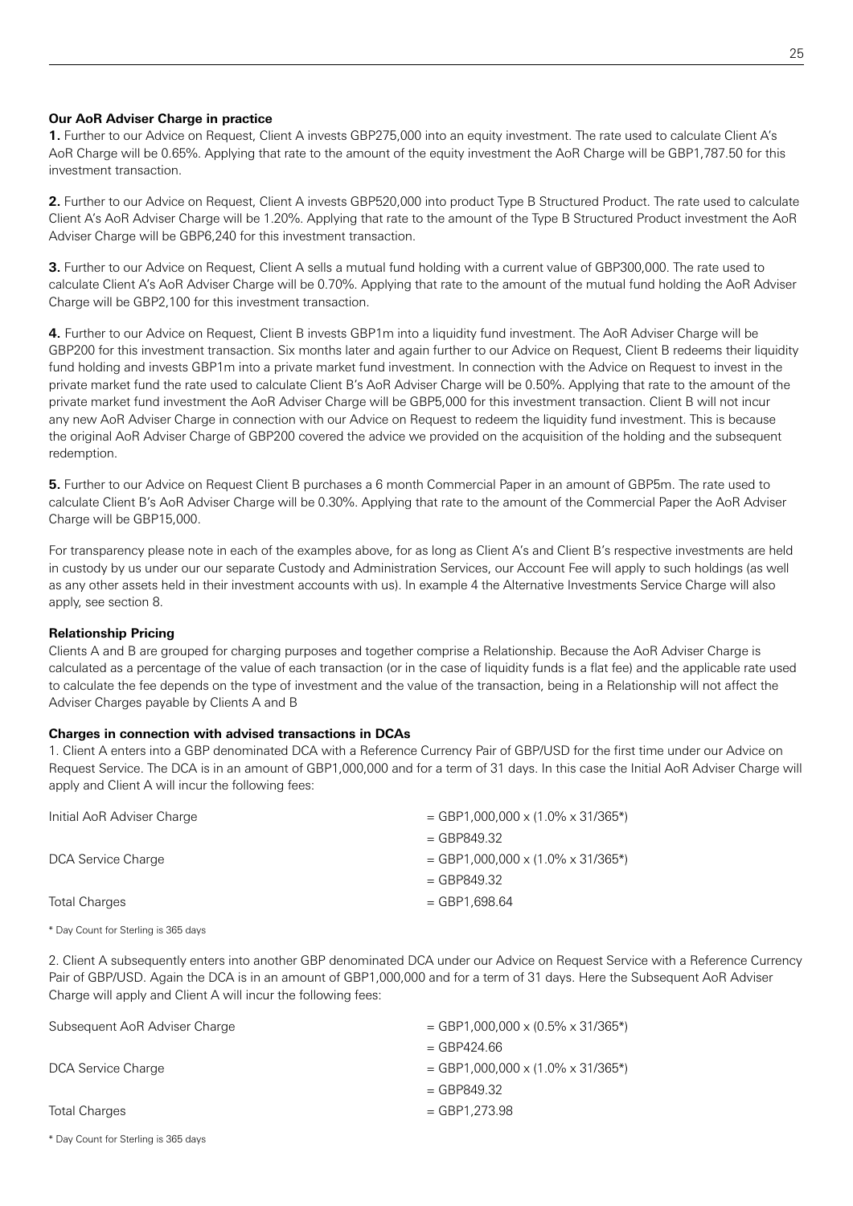**Our AoR Adviser Charge in practice**

**1.** Further to our Advice on Request, Client A invests GBP275,000 into an equity investment. The rate used to calculate Client A's AoR Charge will be 0.65%. Applying that rate to the amount of the equity investment the AoR Charge will be GBP1,787.50 for this investment transaction.

**2.** Further to our Advice on Request, Client A invests GBP520,000 into product Type B Structured Product. The rate used to calculate Client A's AoR Adviser Charge will be 1.20%. Applying that rate to the amount of the Type B Structured Product investment the AoR Adviser Charge will be GBP6,240 for this investment transaction.

**3.** Further to our Advice on Request, Client A sells a mutual fund holding with a current value of GBP300,000. The rate used to calculate Client A's AoR Adviser Charge will be 0.70%. Applying that rate to the amount of the mutual fund holding the AoR Adviser Charge will be GBP2,100 for this investment transaction.

**4.** Further to our Advice on Request, Client B invests GBP1m into a liquidity fund investment. The AoR Adviser Charge will be GBP200 for this investment transaction. Six months later and again further to our Advice on Request, Client B redeems their liquidity fund holding and invests GBP1m into a private market fund investment. In connection with the Advice on Request to invest in the private market fund the rate used to calculate Client B's AoR Adviser Charge will be 0.50%. Applying that rate to the amount of the private market fund investment the AoR Adviser Charge will be GBP5,000 for this investment transaction. Client B will not incur any new AoR Adviser Charge in connection with our Advice on Request to redeem the liquidity fund investment. This is because the original AoR Adviser Charge of GBP200 covered the advice we provided on the acquisition of the holding and the subsequent redemption.

**5.** Further to our Advice on Request Client B purchases a 6 month Commercial Paper in an amount of GBP5m. The rate used to calculate Client B's AoR Adviser Charge will be 0.30%. Applying that rate to the amount of the Commercial Paper the AoR Adviser Charge will be GBP15,000.

For transparency please note in each of the examples above, for as long as Client A's and Client B's respective investments are held in custody by us under our our separate Custody and Administration Services, our Account Fee will apply to such holdings (as well as any other assets held in their investment accounts with us). In example 4 the Alternative Investments Service Charge will also apply, see section 8.

**Relationship Pricing**

Clients A and B are grouped for charging purposes and together comprise a Relationship. Because the AoR Adviser Charge is calculated as a percentage of the value of each transaction (or in the case of liquidity funds is a flat fee) and the applicable rate used to calculate the fee depends on the type of investment and the value of the transaction, being in a Relationship will not affect the Adviser Charges payable by Clients A and B

**Charges in connection with advised transactions in DCAs**

1. Client A enters into a GBP denominated DCA with a Reference Currency Pair of GBP/USD for the first time under our Advice on Request Service. The DCA is in an amount of GBP1,000,000 and for a term of 31 days. In this case the Initial AoR Adviser Charge will apply and Client A will incur the following fees:

| | |
|---|---|
| Initial AoR Adviser Charge | = GBP1,000,000 x (1.0% x 31/365*) |
| | = GBP849.32 |
| DCA Service Charge | = GBP1,000,000 x (1.0% x 31/365*) |
| | = GBP849.32 |
| Total Charges | = GBP1,698.64 |

\* Day Count for Sterling is 365 days

2. Client A subsequently enters into another GBP denominated DCA under our Advice on Request Service with a Reference Currency Pair of GBP/USD. Again the DCA is in an amount of GBP1,000,000 and for a term of 31 days. Here the Subsequent AoR Adviser Charge will apply and Client A will incur the following fees:

| | |
|---|---|
| Subsequent AoR Adviser Charge | = GBP1,000,000 x (0.5% x 31/365*) |
| | = GBP424.66 |
| DCA Service Charge | = GBP1,000,000 x (1.0% x 31/365*) |
| | = GBP849.32 |
| Total Charges | = GBP1,273.98 |

\* Day Count for Sterling is 365 days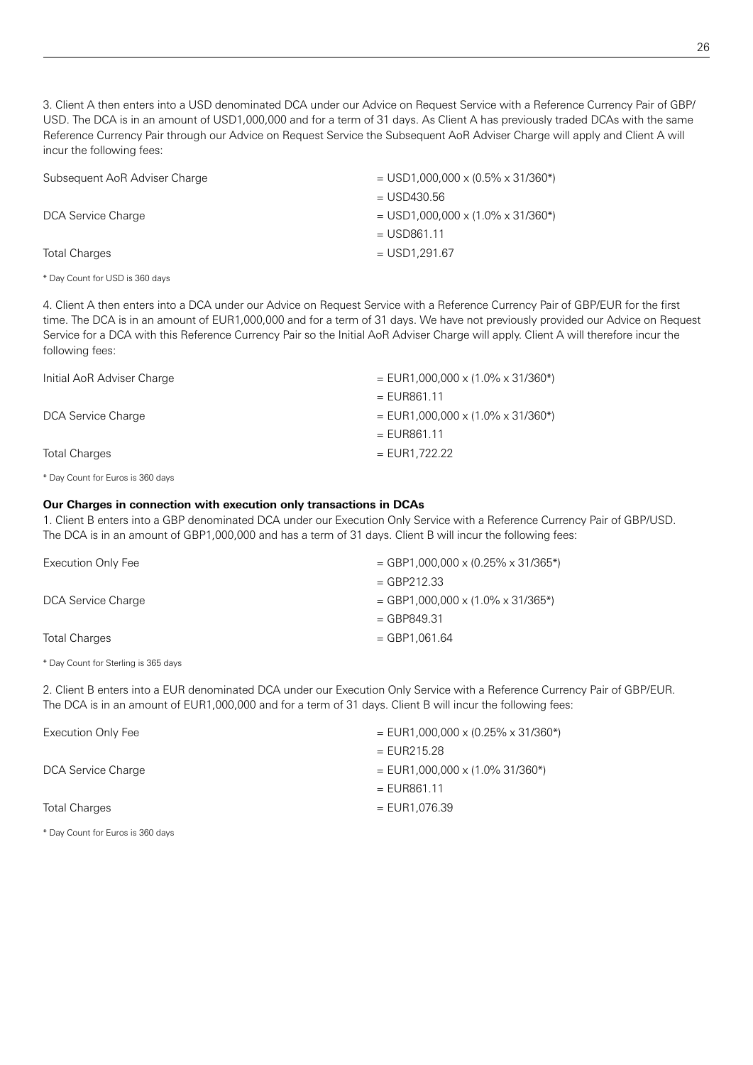3. Client A then enters into a USD denominated DCA under our Advice on Request Service with a Reference Currency Pair of GBP/USD. The DCA is in an amount of USD1,000,000 and for a term of 31 days. As Client A has previously traded DCAs with the same Reference Currency Pair through our Advice on Request Service the Subsequent AoR Adviser Charge will apply and Client A will incur the following fees:

| | |
|---|---|
| Subsequent AoR Adviser Charge | = USD1,000,000 x (0.5% x 31/360*) |
| | = USD430.56 |
| DCA Service Charge | = USD1,000,000 x (1.0% x 31/360*) |
| | = USD861.11 |
| Total Charges | = USD1,291.67 |

\* Day Count for USD is 360 days

4. Client A then enters into a DCA under our Advice on Request Service with a Reference Currency Pair of GBP/EUR for the first time. The DCA is in an amount of EUR1,000,000 and for a term of 31 days. We have not previously provided our Advice on Request Service for a DCA with this Reference Currency Pair so the Initial AoR Adviser Charge will apply. Client A will therefore incur the following fees:

| | |
|---|---|
| Initial AoR Adviser Charge | = EUR1,000,000 x (1.0% x 31/360*) |
| | = EUR861.11 |
| DCA Service Charge | = EUR1,000,000 x (1.0% x 31/360*) |
| | = EUR861.11 |
| Total Charges | = EUR1,722.22 |

\* Day Count for Euros is 360 days

**Our Charges in connection with execution only transactions in DCAs**

1. Client B enters into a GBP denominated DCA under our Execution Only Service with a Reference Currency Pair of GBP/USD. The DCA is in an amount of GBP1,000,000 and has a term of 31 days. Client B will incur the following fees:

| | |
|---|---|
| Execution Only Fee | = GBP1,000,000 x (0.25% x 31/365*) |
| | = GBP212.33 |
| DCA Service Charge | = GBP1,000,000 x (1.0% x 31/365*) |
| | = GBP849.31 |
| Total Charges | = GBP1,061.64 |

\* Day Count for Sterling is 365 days

2. Client B enters into a EUR denominated DCA under our Execution Only Service with a Reference Currency Pair of GBP/EUR. The DCA is in an amount of EUR1,000,000 and for a term of 31 days. Client B will incur the following fees:

| | |
|---|---|
| Execution Only Fee | = EUR1,000,000 x (0.25% x 31/360*) |
| | = EUR215.28 |
| DCA Service Charge | = EUR1,000,000 x (1.0% 31/360*) |
| | = EUR861.11 |
| Total Charges | = EUR1,076.39 |

\* Day Count for Euros is 360 days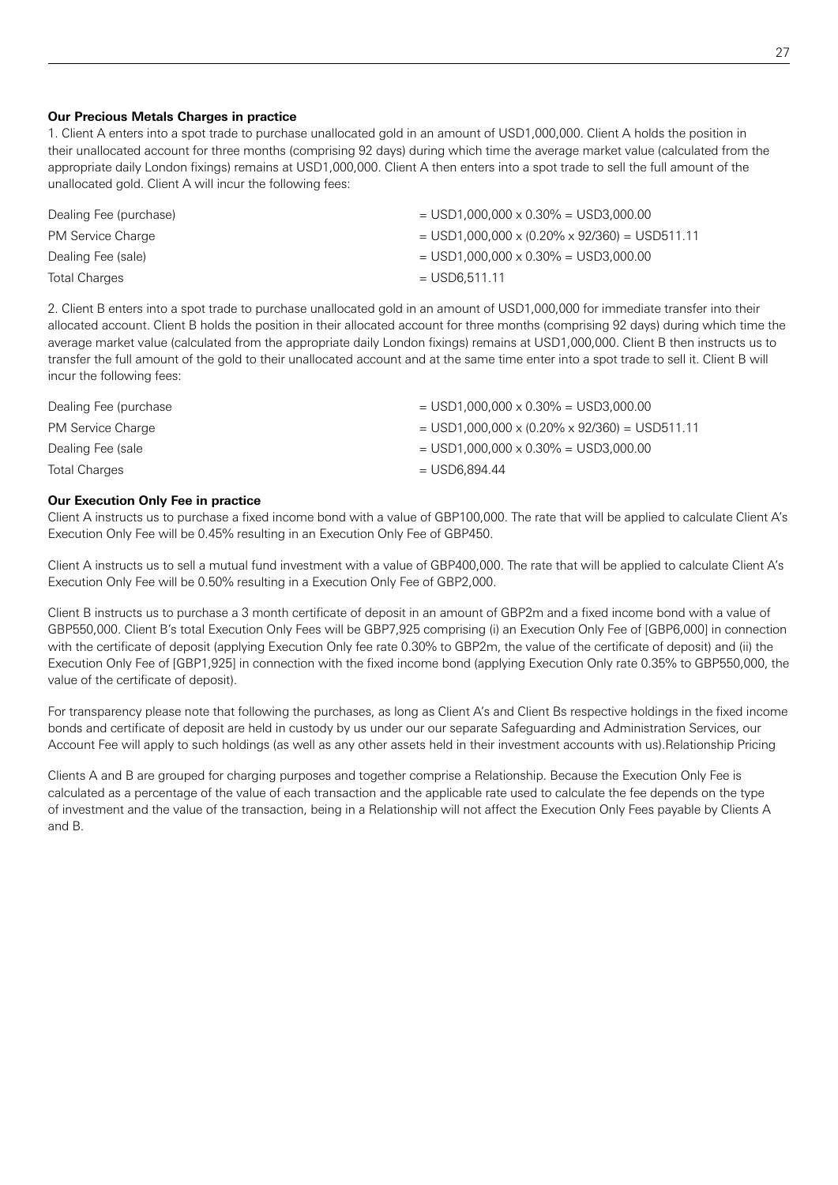**Our Precious Metals Charges in practice**

1. Client A enters into a spot trade to purchase unallocated gold in an amount of USD1,000,000. Client A holds the position in their unallocated account for three months (comprising 92 days) during which time the average market value (calculated from the appropriate daily London fixings) remains at USD1,000,000. Client A then enters into a spot trade to sell the full amount of the unallocated gold. Client A will incur the following fees:

| | |
|---|---|
| Dealing Fee (purchase) | = USD1,000,000 x 0.30% = USD3,000.00 |
| PM Service Charge | = USD1,000,000 x (0.20% x 92/360) = USD511.11 |
| Dealing Fee (sale) | = USD1,000,000 x 0.30% = USD3,000.00 |
| Total Charges | = USD6,511.11 |

2. Client B enters into a spot trade to purchase unallocated gold in an amount of USD1,000,000 for immediate transfer into their allocated account. Client B holds the position in their allocated account for three months (comprising 92 days) during which time the average market value (calculated from the appropriate daily London fixings) remains at USD1,000,000. Client B then instructs us to transfer the full amount of the gold to their unallocated account and at the same time enter into a spot trade to sell it. Client B will incur the following fees:

| | |
|---|---|
| Dealing Fee (purchase | = USD1,000,000 x 0.30% = USD3,000.00 |
| PM Service Charge | = USD1,000,000 x (0.20% x 92/360) = USD511.11 |
| Dealing Fee (sale | = USD1,000,000 x 0.30% = USD3,000.00 |
| Total Charges | = USD6,894.44 |

**Our Execution Only Fee in practice**

Client A instructs us to purchase a fixed income bond with a value of GBP100,000. The rate that will be applied to calculate Client A's Execution Only Fee will be 0.45% resulting in an Execution Only Fee of GBP450.

Client A instructs us to sell a mutual fund investment with a value of GBP400,000. The rate that will be applied to calculate Client A's Execution Only Fee will be 0.50% resulting in a Execution Only Fee of GBP2,000.

Client B instructs us to purchase a 3 month certificate of deposit in an amount of GBP2m and a fixed income bond with a value of GBP550,000. Client B's total Execution Only Fees will be GBP7,925 comprising (i) an Execution Only Fee of [GBP6,000] in connection with the certificate of deposit (applying Execution Only fee rate 0.30% to GBP2m, the value of the certificate of deposit) and (ii) the Execution Only Fee of [GBP1,925] in connection with the fixed income bond (applying Execution Only rate 0.35% to GBP550,000, the value of the certificate of deposit).

For transparency please note that following the purchases, as long as Client A's and Client Bs respective holdings in the fixed income bonds and certificate of deposit are held in custody by us under our our separate Safeguarding and Administration Services, our Account Fee will apply to such holdings (as well as any other assets held in their investment accounts with us).Relationship Pricing

Clients A and B are grouped for charging purposes and together comprise a Relationship. Because the Execution Only Fee is calculated as a percentage of the value of each transaction and the applicable rate used to calculate the fee depends on the type of investment and the value of the transaction, being in a Relationship will not affect the Execution Only Fees payable by Clients A and B.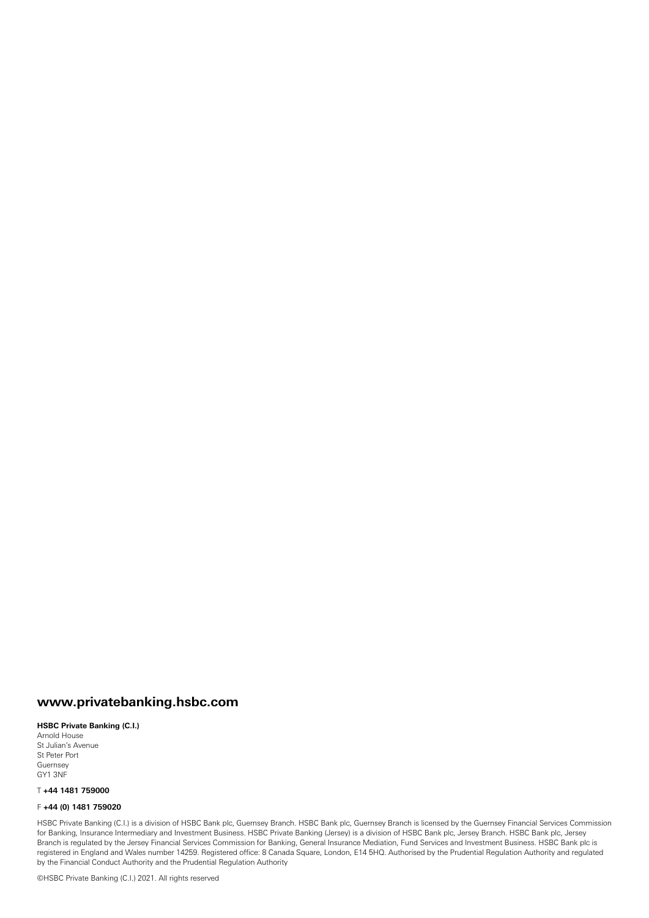## www.privatebanking.hsbc.com

**HSBC Private Banking (C.I.)**
Arnold House
St Julian's Avenue
St Peter Port
Guernsey
GY1 3NF

T **+44 1481 759000**

F **+44 (0) 1481 759020**

HSBC Private Banking (C.I.) is a division of HSBC Bank plc, Guernsey Branch. HSBC Bank plc, Guernsey Branch is licensed by the Guernsey Financial Services Commission for Banking, Insurance Intermediary and Investment Business. HSBC Private Banking (Jersey) is a division of HSBC Bank plc, Jersey Branch. HSBC Bank plc, Jersey Branch is regulated by the Jersey Financial Services Commission for Banking, General Insurance Mediation, Fund Services and Investment Business. HSBC Bank plc is registered in England and Wales number 14259. Registered office: 8 Canada Square, London, E14 5HQ. Authorised by the Prudential Regulation Authority and regulated by the Financial Conduct Authority and the Prudential Regulation Authority

©HSBC Private Banking (C.I.) 2021. All rights reserved